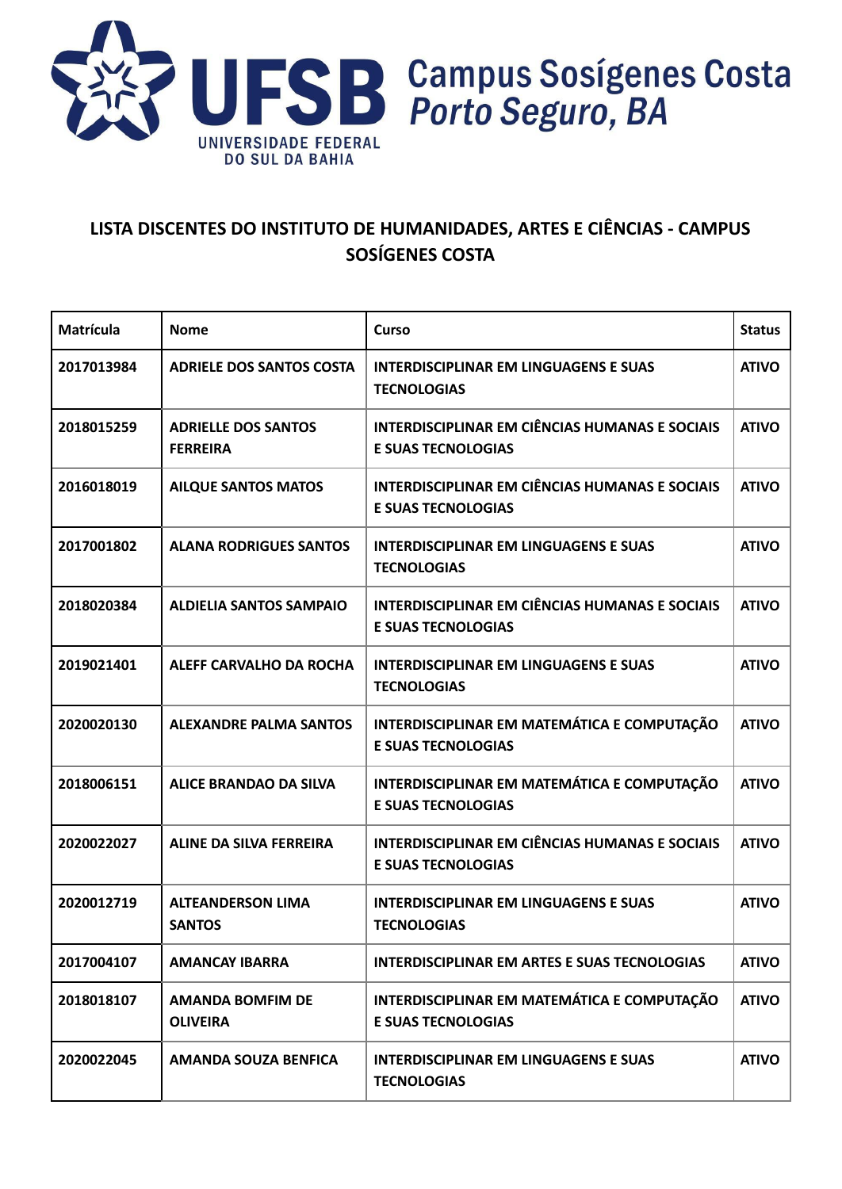UFSB UNIVERSIDADE FEDERAL DO SUL DA BAHIA

Campus Sosígenes Costa
*Porto Seguro, BA*

## LISTA DISCENTES DO INSTITUTO DE HUMANIDADES, ARTES E CIÊNCIAS - CAMPUS SOSÍGENES COSTA

| Matrícula | Nome | Curso | Status |
|---|---|---|---|
| 2017013984 | ADRIELE DOS SANTOS COSTA | INTERDISCIPLINAR EM LINGUAGENS E SUAS TECNOLOGIAS | ATIVO |
| 2018015259 | ADRIELLE DOS SANTOS FERREIRA | INTERDISCIPLINAR EM CIÊNCIAS HUMANAS E SOCIAIS E SUAS TECNOLOGIAS | ATIVO |
| 2016018019 | AILQUE SANTOS MATOS | INTERDISCIPLINAR EM CIÊNCIAS HUMANAS E SOCIAIS E SUAS TECNOLOGIAS | ATIVO |
| 2017001802 | ALANA RODRIGUES SANTOS | INTERDISCIPLINAR EM LINGUAGENS E SUAS TECNOLOGIAS | ATIVO |
| 2018020384 | ALDIELIA SANTOS SAMPAIO | INTERDISCIPLINAR EM CIÊNCIAS HUMANAS E SOCIAIS E SUAS TECNOLOGIAS | ATIVO |
| 2019021401 | ALEFF CARVALHO DA ROCHA | INTERDISCIPLINAR EM LINGUAGENS E SUAS TECNOLOGIAS | ATIVO |
| 2020020130 | ALEXANDRE PALMA SANTOS | INTERDISCIPLINAR EM MATEMÁTICA E COMPUTAÇÃO E SUAS TECNOLOGIAS | ATIVO |
| 2018006151 | ALICE BRANDAO DA SILVA | INTERDISCIPLINAR EM MATEMÁTICA E COMPUTAÇÃO E SUAS TECNOLOGIAS | ATIVO |
| 2020022027 | ALINE DA SILVA FERREIRA | INTERDISCIPLINAR EM CIÊNCIAS HUMANAS E SOCIAIS E SUAS TECNOLOGIAS | ATIVO |
| 2020012719 | ALTEANDERSON LIMA SANTOS | INTERDISCIPLINAR EM LINGUAGENS E SUAS TECNOLOGIAS | ATIVO |
| 2017004107 | AMANCAY IBARRA | INTERDISCIPLINAR EM ARTES E SUAS TECNOLOGIAS | ATIVO |
| 2018018107 | AMANDA BOMFIM DE OLIVEIRA | INTERDISCIPLINAR EM MATEMÁTICA E COMPUTAÇÃO E SUAS TECNOLOGIAS | ATIVO |
| 2020022045 | AMANDA SOUZA BENFICA | INTERDISCIPLINAR EM LINGUAGENS E SUAS TECNOLOGIAS | ATIVO |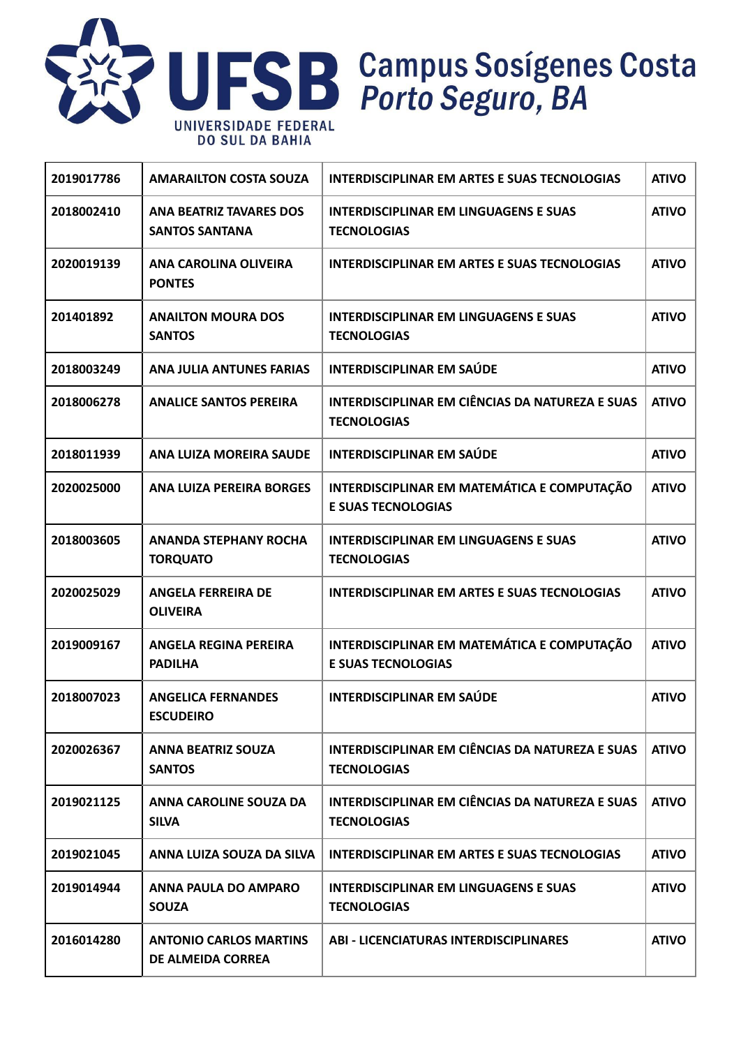| 2019017786 | AMARAILTON COSTA SOUZA | INTERDISCIPLINAR EM ARTES E SUAS TECNOLOGIAS | ATIVO |
|---|---|---|---|
| 2018002410 | ANA BEATRIZ TAVARES DOS SANTOS SANTANA | INTERDISCIPLINAR EM LINGUAGENS E SUAS TECNOLOGIAS | ATIVO |
| 2020019139 | ANA CAROLINA OLIVEIRA PONTES | INTERDISCIPLINAR EM ARTES E SUAS TECNOLOGIAS | ATIVO |
| 201401892 | ANAILTON MOURA DOS SANTOS | INTERDISCIPLINAR EM LINGUAGENS E SUAS TECNOLOGIAS | ATIVO |
| 2018003249 | ANA JULIA ANTUNES FARIAS | INTERDISCIPLINAR EM SAÚDE | ATIVO |
| 2018006278 | ANALICE SANTOS PEREIRA | INTERDISCIPLINAR EM CIÊNCIAS DA NATUREZA E SUAS TECNOLOGIAS | ATIVO |
| 2018011939 | ANA LUIZA MOREIRA SAUDE | INTERDISCIPLINAR EM SAÚDE | ATIVO |
| 2020025000 | ANA LUIZA PEREIRA BORGES | INTERDISCIPLINAR EM MATEMÁTICA E COMPUTAÇÃO E SUAS TECNOLOGIAS | ATIVO |
| 2018003605 | ANANDA STEPHANY ROCHA TORQUATO | INTERDISCIPLINAR EM LINGUAGENS E SUAS TECNOLOGIAS | ATIVO |
| 2020025029 | ANGELA FERREIRA DE OLIVEIRA | INTERDISCIPLINAR EM ARTES E SUAS TECNOLOGIAS | ATIVO |
| 2019009167 | ANGELA REGINA PEREIRA PADILHA | INTERDISCIPLINAR EM MATEMÁTICA E COMPUTAÇÃO E SUAS TECNOLOGIAS | ATIVO |
| 2018007023 | ANGELICA FERNANDES ESCUDEIRO | INTERDISCIPLINAR EM SAÚDE | ATIVO |
| 2020026367 | ANNA BEATRIZ SOUZA SANTOS | INTERDISCIPLINAR EM CIÊNCIAS DA NATUREZA E SUAS TECNOLOGIAS | ATIVO |
| 2019021125 | ANNA CAROLINE SOUZA DA SILVA | INTERDISCIPLINAR EM CIÊNCIAS DA NATUREZA E SUAS TECNOLOGIAS | ATIVO |
| 2019021045 | ANNA LUIZA SOUZA DA SILVA | INTERDISCIPLINAR EM ARTES E SUAS TECNOLOGIAS | ATIVO |
| 2019014944 | ANNA PAULA DO AMPARO SOUZA | INTERDISCIPLINAR EM LINGUAGENS E SUAS TECNOLOGIAS | ATIVO |
| 2016014280 | ANTONIO CARLOS MARTINS DE ALMEIDA CORREA | ABI - LICENCIATURAS INTERDISCIPLINARES | ATIVO |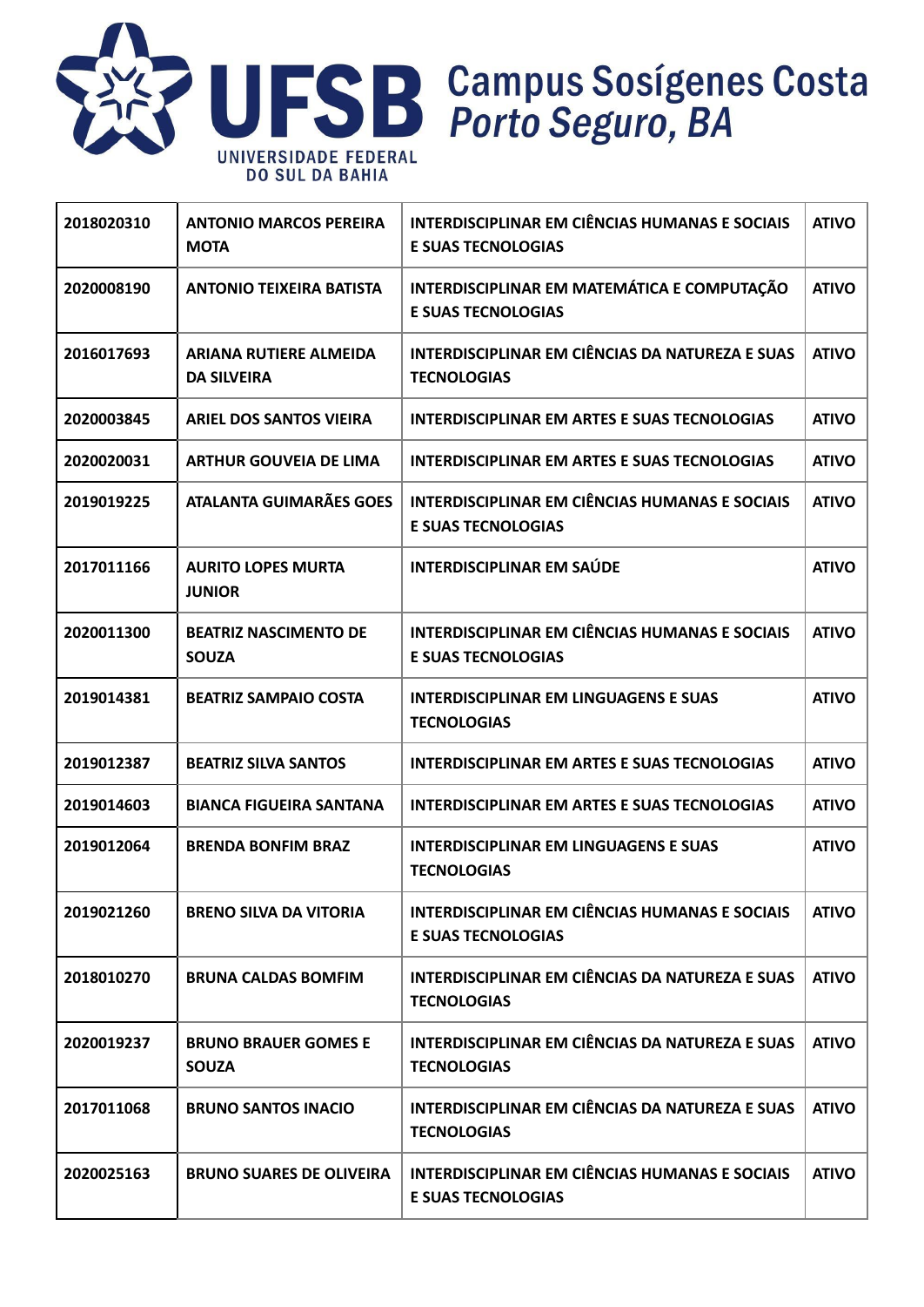| 2018020310 | ANTONIO MARCOS PEREIRA MOTA | INTERDISCIPLINAR EM CIÊNCIAS HUMANAS E SOCIAIS E SUAS TECNOLOGIAS | ATIVO |
|---|---|---|---|
| 2020008190 | ANTONIO TEIXEIRA BATISTA | INTERDISCIPLINAR EM MATEMÁTICA E COMPUTAÇÃO E SUAS TECNOLOGIAS | ATIVO |
| 2016017693 | ARIANA RUTIERE ALMEIDA DA SILVEIRA | INTERDISCIPLINAR EM CIÊNCIAS DA NATUREZA E SUAS TECNOLOGIAS | ATIVO |
| 2020003845 | ARIEL DOS SANTOS VIEIRA | INTERDISCIPLINAR EM ARTES E SUAS TECNOLOGIAS | ATIVO |
| 2020020031 | ARTHUR GOUVEIA DE LIMA | INTERDISCIPLINAR EM ARTES E SUAS TECNOLOGIAS | ATIVO |
| 2019019225 | ATALANTA GUIMARÃES GOES | INTERDISCIPLINAR EM CIÊNCIAS HUMANAS E SOCIAIS E SUAS TECNOLOGIAS | ATIVO |
| 2017011166 | AURITO LOPES MURTA JUNIOR | INTERDISCIPLINAR EM SAÚDE | ATIVO |
| 2020011300 | BEATRIZ NASCIMENTO DE SOUZA | INTERDISCIPLINAR EM CIÊNCIAS HUMANAS E SOCIAIS E SUAS TECNOLOGIAS | ATIVO |
| 2019014381 | BEATRIZ SAMPAIO COSTA | INTERDISCIPLINAR EM LINGUAGENS E SUAS TECNOLOGIAS | ATIVO |
| 2019012387 | BEATRIZ SILVA SANTOS | INTERDISCIPLINAR EM ARTES E SUAS TECNOLOGIAS | ATIVO |
| 2019014603 | BIANCA FIGUEIRA SANTANA | INTERDISCIPLINAR EM ARTES E SUAS TECNOLOGIAS | ATIVO |
| 2019012064 | BRENDA BONFIM BRAZ | INTERDISCIPLINAR EM LINGUAGENS E SUAS TECNOLOGIAS | ATIVO |
| 2019021260 | BRENO SILVA DA VITORIA | INTERDISCIPLINAR EM CIÊNCIAS HUMANAS E SOCIAIS E SUAS TECNOLOGIAS | ATIVO |
| 2018010270 | BRUNA CALDAS BOMFIM | INTERDISCIPLINAR EM CIÊNCIAS DA NATUREZA E SUAS TECNOLOGIAS | ATIVO |
| 2020019237 | BRUNO BRAUER GOMES E SOUZA | INTERDISCIPLINAR EM CIÊNCIAS DA NATUREZA E SUAS TECNOLOGIAS | ATIVO |
| 2017011068 | BRUNO SANTOS INACIO | INTERDISCIPLINAR EM CIÊNCIAS DA NATUREZA E SUAS TECNOLOGIAS | ATIVO |
| 2020025163 | BRUNO SUARES DE OLIVEIRA | INTERDISCIPLINAR EM CIÊNCIAS HUMANAS E SOCIAIS E SUAS TECNOLOGIAS | ATIVO |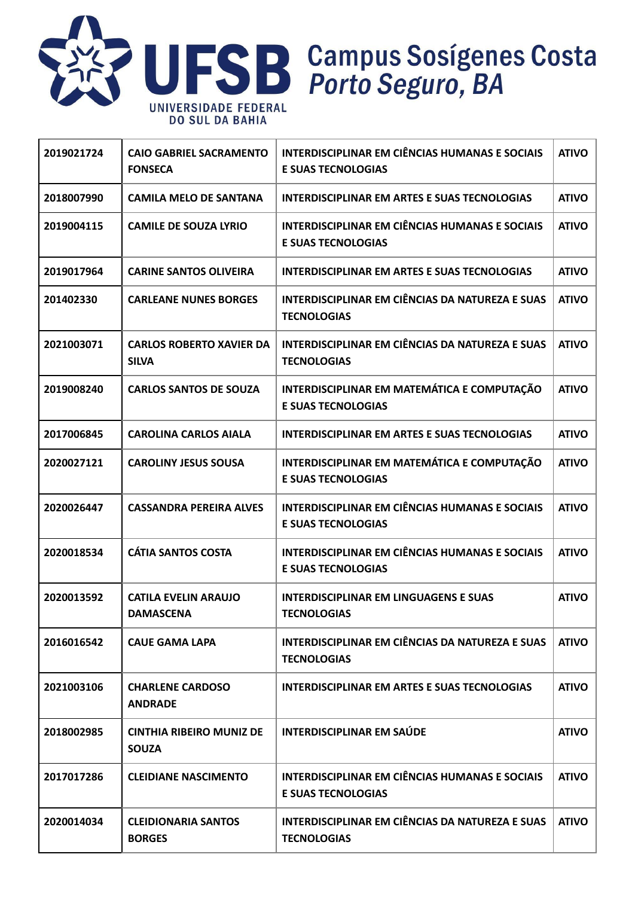| 2019021724 | CAIO GABRIEL SACRAMENTO FONSECA | INTERDISCIPLINAR EM CIÊNCIAS HUMANAS E SOCIAIS E SUAS TECNOLOGIAS | ATIVO |
|---|---|---|---|
| 2018007990 | CAMILA MELO DE SANTANA | INTERDISCIPLINAR EM ARTES E SUAS TECNOLOGIAS | ATIVO |
| 2019004115 | CAMILE DE SOUZA LYRIO | INTERDISCIPLINAR EM CIÊNCIAS HUMANAS E SOCIAIS E SUAS TECNOLOGIAS | ATIVO |
| 2019017964 | CARINE SANTOS OLIVEIRA | INTERDISCIPLINAR EM ARTES E SUAS TECNOLOGIAS | ATIVO |
| 201402330 | CARLEANE NUNES BORGES | INTERDISCIPLINAR EM CIÊNCIAS DA NATUREZA E SUAS TECNOLOGIAS | ATIVO |
| 2021003071 | CARLOS ROBERTO XAVIER DA SILVA | INTERDISCIPLINAR EM CIÊNCIAS DA NATUREZA E SUAS TECNOLOGIAS | ATIVO |
| 2019008240 | CARLOS SANTOS DE SOUZA | INTERDISCIPLINAR EM MATEMÁTICA E COMPUTAÇÃO E SUAS TECNOLOGIAS | ATIVO |
| 2017006845 | CAROLINA CARLOS AIALA | INTERDISCIPLINAR EM ARTES E SUAS TECNOLOGIAS | ATIVO |
| 2020027121 | CAROLINY JESUS SOUSA | INTERDISCIPLINAR EM MATEMÁTICA E COMPUTAÇÃO E SUAS TECNOLOGIAS | ATIVO |
| 2020026447 | CASSANDRA PEREIRA ALVES | INTERDISCIPLINAR EM CIÊNCIAS HUMANAS E SOCIAIS E SUAS TECNOLOGIAS | ATIVO |
| 2020018534 | CÁTIA SANTOS COSTA | INTERDISCIPLINAR EM CIÊNCIAS HUMANAS E SOCIAIS E SUAS TECNOLOGIAS | ATIVO |
| 2020013592 | CATILA EVELIN ARAUJO DAMASCENA | INTERDISCIPLINAR EM LINGUAGENS E SUAS TECNOLOGIAS | ATIVO |
| 2016016542 | CAUE GAMA LAPA | INTERDISCIPLINAR EM CIÊNCIAS DA NATUREZA E SUAS TECNOLOGIAS | ATIVO |
| 2021003106 | CHARLENE CARDOSO ANDRADE | INTERDISCIPLINAR EM ARTES E SUAS TECNOLOGIAS | ATIVO |
| 2018002985 | CINTHIA RIBEIRO MUNIZ DE SOUZA | INTERDISCIPLINAR EM SAÚDE | ATIVO |
| 2017017286 | CLEIDIANE NASCIMENTO | INTERDISCIPLINAR EM CIÊNCIAS HUMANAS E SOCIAIS E SUAS TECNOLOGIAS | ATIVO |
| 2020014034 | CLEIDIONARIA SANTOS BORGES | INTERDISCIPLINAR EM CIÊNCIAS DA NATUREZA E SUAS TECNOLOGIAS | ATIVO |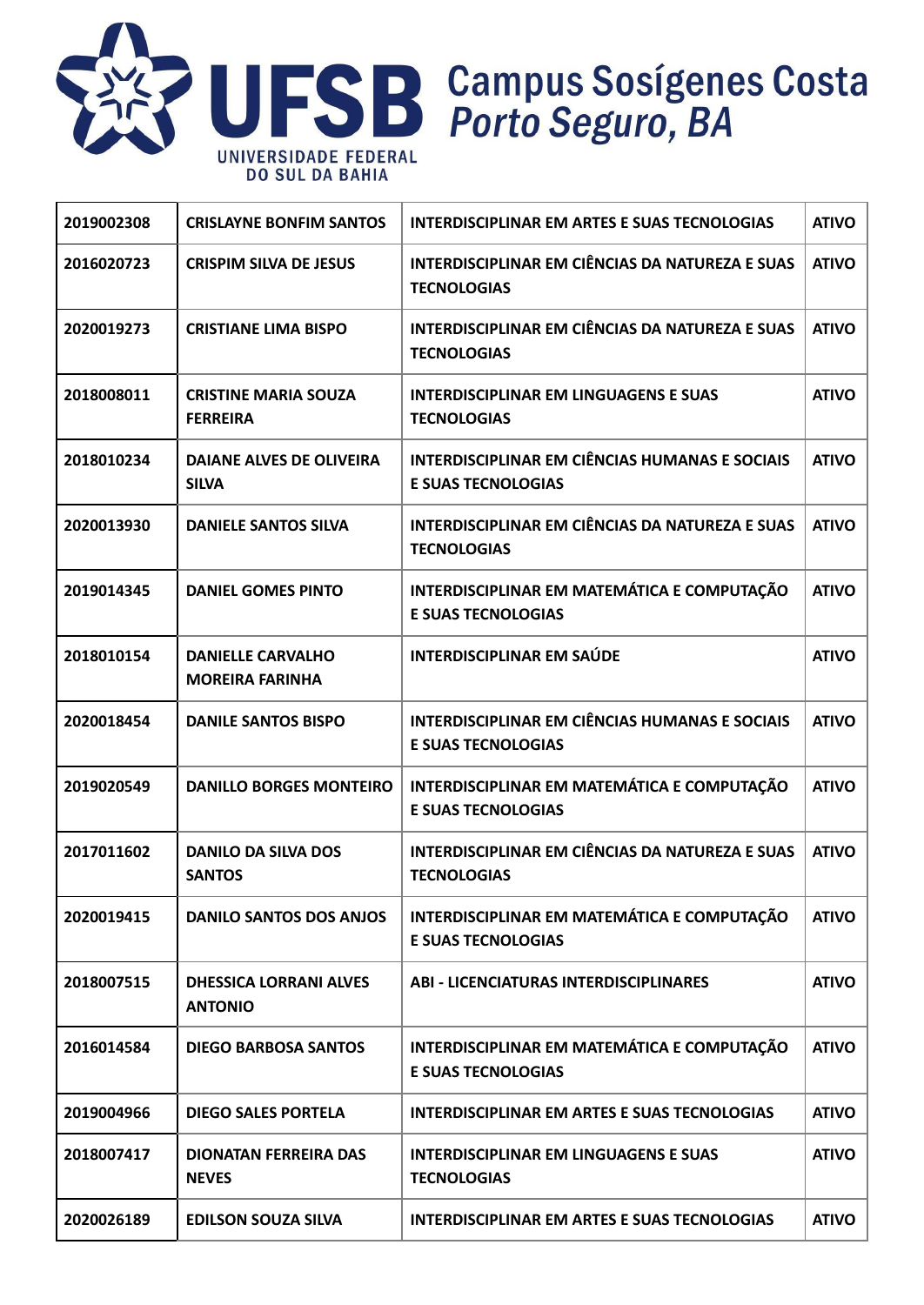| | | | |
|---|---|---|---|
| 2019002308 | CRISLAYNE BONFIM SANTOS | INTERDISCIPLINAR EM ARTES E SUAS TECNOLOGIAS | ATIVO |
| 2016020723 | CRISPIM SILVA DE JESUS | INTERDISCIPLINAR EM CIÊNCIAS DA NATUREZA E SUAS TECNOLOGIAS | ATIVO |
| 2020019273 | CRISTIANE LIMA BISPO | INTERDISCIPLINAR EM CIÊNCIAS DA NATUREZA E SUAS TECNOLOGIAS | ATIVO |
| 2018008011 | CRISTINE MARIA SOUZA FERREIRA | INTERDISCIPLINAR EM LINGUAGENS E SUAS TECNOLOGIAS | ATIVO |
| 2018010234 | DAIANE ALVES DE OLIVEIRA SILVA | INTERDISCIPLINAR EM CIÊNCIAS HUMANAS E SOCIAIS E SUAS TECNOLOGIAS | ATIVO |
| 2020013930 | DANIELE SANTOS SILVA | INTERDISCIPLINAR EM CIÊNCIAS DA NATUREZA E SUAS TECNOLOGIAS | ATIVO |
| 2019014345 | DANIEL GOMES PINTO | INTERDISCIPLINAR EM MATEMÁTICA E COMPUTAÇÃO E SUAS TECNOLOGIAS | ATIVO |
| 2018010154 | DANIELLE CARVALHO MOREIRA FARINHA | INTERDISCIPLINAR EM SAÚDE | ATIVO |
| 2020018454 | DANILE SANTOS BISPO | INTERDISCIPLINAR EM CIÊNCIAS HUMANAS E SOCIAIS E SUAS TECNOLOGIAS | ATIVO |
| 2019020549 | DANILLO BORGES MONTEIRO | INTERDISCIPLINAR EM MATEMÁTICA E COMPUTAÇÃO E SUAS TECNOLOGIAS | ATIVO |
| 2017011602 | DANILO DA SILVA DOS SANTOS | INTERDISCIPLINAR EM CIÊNCIAS DA NATUREZA E SUAS TECNOLOGIAS | ATIVO |
| 2020019415 | DANILO SANTOS DOS ANJOS | INTERDISCIPLINAR EM MATEMÁTICA E COMPUTAÇÃO E SUAS TECNOLOGIAS | ATIVO |
| 2018007515 | DHESSICA LORRANI ALVES ANTONIO | ABI - LICENCIATURAS INTERDISCIPLINARES | ATIVO |
| 2016014584 | DIEGO BARBOSA SANTOS | INTERDISCIPLINAR EM MATEMÁTICA E COMPUTAÇÃO E SUAS TECNOLOGIAS | ATIVO |
| 2019004966 | DIEGO SALES PORTELA | INTERDISCIPLINAR EM ARTES E SUAS TECNOLOGIAS | ATIVO |
| 2018007417 | DIONATAN FERREIRA DAS NEVES | INTERDISCIPLINAR EM LINGUAGENS E SUAS TECNOLOGIAS | ATIVO |
| 2020026189 | EDILSON SOUZA SILVA | INTERDISCIPLINAR EM ARTES E SUAS TECNOLOGIAS | ATIVO |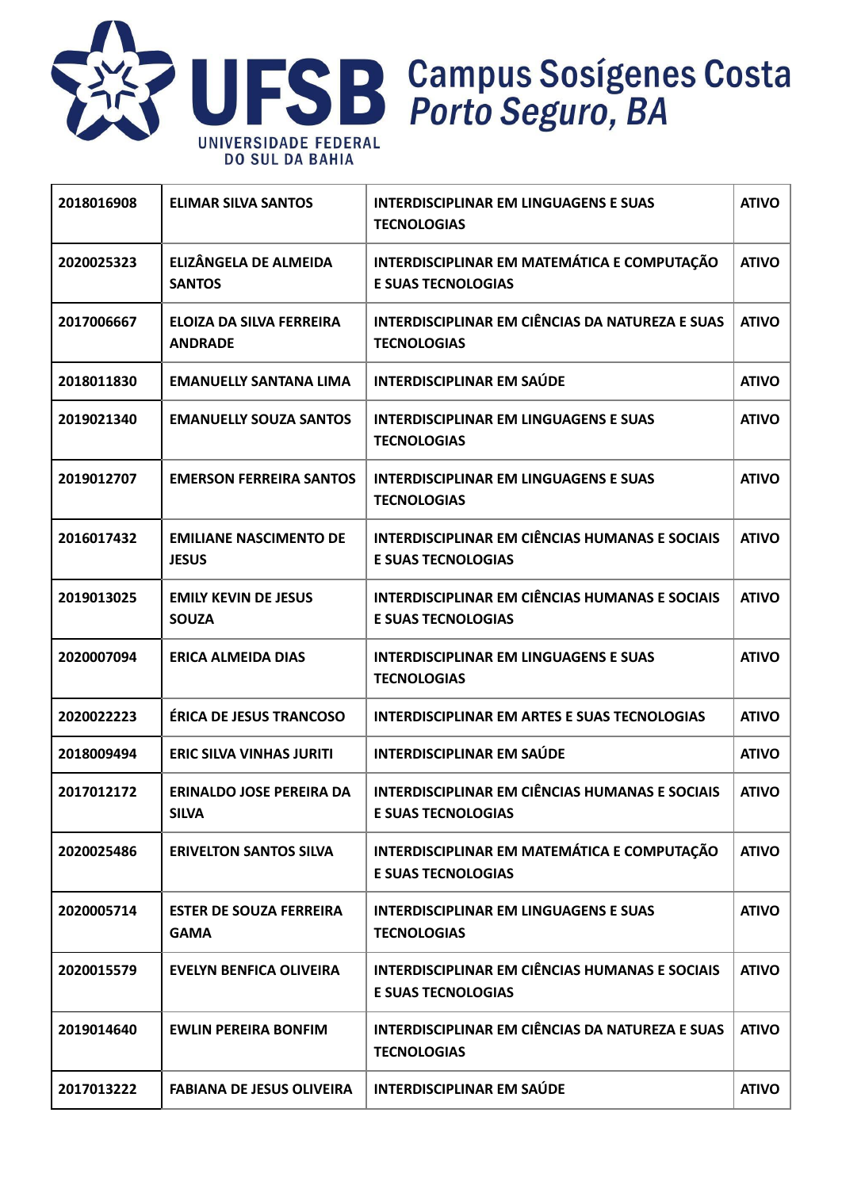| 2018016908 | ELIMAR SILVA SANTOS | INTERDISCIPLINAR EM LINGUAGENS E SUAS TECNOLOGIAS | ATIVO |
|---|---|---|---|
| 2020025323 | ELIZÂNGELA DE ALMEIDA SANTOS | INTERDISCIPLINAR EM MATEMÁTICA E COMPUTAÇÃO E SUAS TECNOLOGIAS | ATIVO |
| 2017006667 | ELOIZA DA SILVA FERREIRA ANDRADE | INTERDISCIPLINAR EM CIÊNCIAS DA NATUREZA E SUAS TECNOLOGIAS | ATIVO |
| 2018011830 | EMANUELLY SANTANA LIMA | INTERDISCIPLINAR EM SAÚDE | ATIVO |
| 2019021340 | EMANUELLY SOUZA SANTOS | INTERDISCIPLINAR EM LINGUAGENS E SUAS TECNOLOGIAS | ATIVO |
| 2019012707 | EMERSON FERREIRA SANTOS | INTERDISCIPLINAR EM LINGUAGENS E SUAS TECNOLOGIAS | ATIVO |
| 2016017432 | EMILIANE NASCIMENTO DE JESUS | INTERDISCIPLINAR EM CIÊNCIAS HUMANAS E SOCIAIS E SUAS TECNOLOGIAS | ATIVO |
| 2019013025 | EMILY KEVIN DE JESUS SOUZA | INTERDISCIPLINAR EM CIÊNCIAS HUMANAS E SOCIAIS E SUAS TECNOLOGIAS | ATIVO |
| 2020007094 | ERICA ALMEIDA DIAS | INTERDISCIPLINAR EM LINGUAGENS E SUAS TECNOLOGIAS | ATIVO |
| 2020022223 | ÉRICA DE JESUS TRANCOSO | INTERDISCIPLINAR EM ARTES E SUAS TECNOLOGIAS | ATIVO |
| 2018009494 | ERIC SILVA VINHAS JURITI | INTERDISCIPLINAR EM SAÚDE | ATIVO |
| 2017012172 | ERINALDO JOSE PEREIRA DA SILVA | INTERDISCIPLINAR EM CIÊNCIAS HUMANAS E SOCIAIS E SUAS TECNOLOGIAS | ATIVO |
| 2020025486 | ERIVELTON SANTOS SILVA | INTERDISCIPLINAR EM MATEMÁTICA E COMPUTAÇÃO E SUAS TECNOLOGIAS | ATIVO |
| 2020005714 | ESTER DE SOUZA FERREIRA GAMA | INTERDISCIPLINAR EM LINGUAGENS E SUAS TECNOLOGIAS | ATIVO |
| 2020015579 | EVELYN BENFICA OLIVEIRA | INTERDISCIPLINAR EM CIÊNCIAS HUMANAS E SOCIAIS E SUAS TECNOLOGIAS | ATIVO |
| 2019014640 | EWLIN PEREIRA BONFIM | INTERDISCIPLINAR EM CIÊNCIAS DA NATUREZA E SUAS TECNOLOGIAS | ATIVO |
| 2017013222 | FABIANA DE JESUS OLIVEIRA | INTERDISCIPLINAR EM SAÚDE | ATIVO |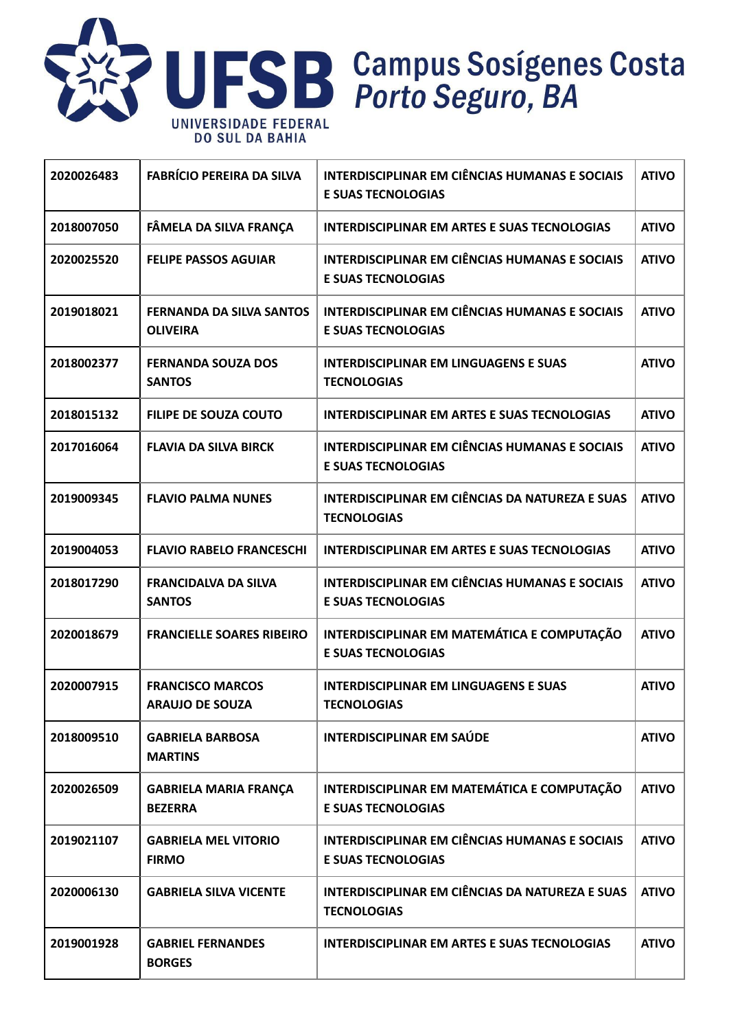| 2020026483 | FABRÍCIO PEREIRA DA SILVA | INTERDISCIPLINAR EM CIÊNCIAS HUMANAS E SOCIAIS E SUAS TECNOLOGIAS | ATIVO |
|---|---|---|---|
| 2018007050 | FÂMELA DA SILVA FRANÇA | INTERDISCIPLINAR EM ARTES E SUAS TECNOLOGIAS | ATIVO |
| 2020025520 | FELIPE PASSOS AGUIAR | INTERDISCIPLINAR EM CIÊNCIAS HUMANAS E SOCIAIS E SUAS TECNOLOGIAS | ATIVO |
| 2019018021 | FERNANDA DA SILVA SANTOS OLIVEIRA | INTERDISCIPLINAR EM CIÊNCIAS HUMANAS E SOCIAIS E SUAS TECNOLOGIAS | ATIVO |
| 2018002377 | FERNANDA SOUZA DOS SANTOS | INTERDISCIPLINAR EM LINGUAGENS E SUAS TECNOLOGIAS | ATIVO |
| 2018015132 | FILIPE DE SOUZA COUTO | INTERDISCIPLINAR EM ARTES E SUAS TECNOLOGIAS | ATIVO |
| 2017016064 | FLAVIA DA SILVA BIRCK | INTERDISCIPLINAR EM CIÊNCIAS HUMANAS E SOCIAIS E SUAS TECNOLOGIAS | ATIVO |
| 2019009345 | FLAVIO PALMA NUNES | INTERDISCIPLINAR EM CIÊNCIAS DA NATUREZA E SUAS TECNOLOGIAS | ATIVO |
| 2019004053 | FLAVIO RABELO FRANCESCHI | INTERDISCIPLINAR EM ARTES E SUAS TECNOLOGIAS | ATIVO |
| 2018017290 | FRANCIDALVA DA SILVA SANTOS | INTERDISCIPLINAR EM CIÊNCIAS HUMANAS E SOCIAIS E SUAS TECNOLOGIAS | ATIVO |
| 2020018679 | FRANCIELLE SOARES RIBEIRO | INTERDISCIPLINAR EM MATEMÁTICA E COMPUTAÇÃO E SUAS TECNOLOGIAS | ATIVO |
| 2020007915 | FRANCISCO MARCOS ARAUJO DE SOUZA | INTERDISCIPLINAR EM LINGUAGENS E SUAS TECNOLOGIAS | ATIVO |
| 2018009510 | GABRIELA BARBOSA MARTINS | INTERDISCIPLINAR EM SAÚDE | ATIVO |
| 2020026509 | GABRIELA MARIA FRANÇA BEZERRA | INTERDISCIPLINAR EM MATEMÁTICA E COMPUTAÇÃO E SUAS TECNOLOGIAS | ATIVO |
| 2019021107 | GABRIELA MEL VITORIO FIRMO | INTERDISCIPLINAR EM CIÊNCIAS HUMANAS E SOCIAIS E SUAS TECNOLOGIAS | ATIVO |
| 2020006130 | GABRIELA SILVA VICENTE | INTERDISCIPLINAR EM CIÊNCIAS DA NATUREZA E SUAS TECNOLOGIAS | ATIVO |
| 2019001928 | GABRIEL FERNANDES BORGES | INTERDISCIPLINAR EM ARTES E SUAS TECNOLOGIAS | ATIVO |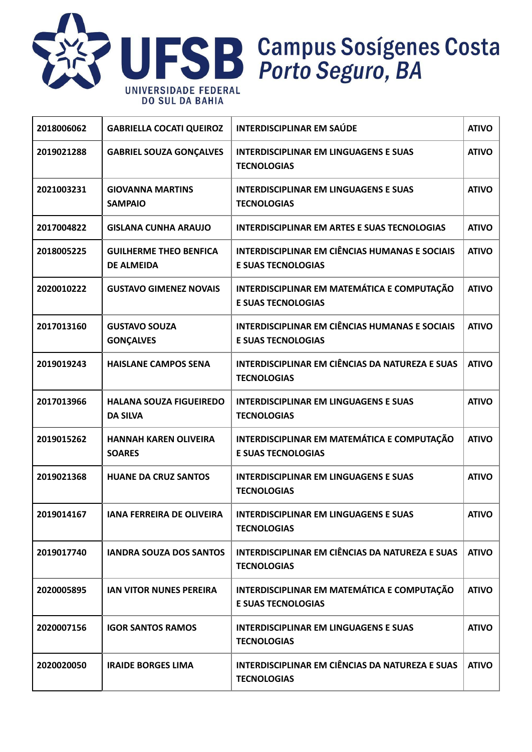| 2018006062 | GABRIELLA COCATI QUEIROZ | INTERDISCIPLINAR EM SAÚDE | ATIVO |
|---|---|---|---|
| 2019021288 | GABRIEL SOUZA GONÇALVES | INTERDISCIPLINAR EM LINGUAGENS E SUAS TECNOLOGIAS | ATIVO |
| 2021003231 | GIOVANNA MARTINS SAMPAIO | INTERDISCIPLINAR EM LINGUAGENS E SUAS TECNOLOGIAS | ATIVO |
| 2017004822 | GISLANA CUNHA ARAUJO | INTERDISCIPLINAR EM ARTES E SUAS TECNOLOGIAS | ATIVO |
| 2018005225 | GUILHERME THEO BENFICA DE ALMEIDA | INTERDISCIPLINAR EM CIÊNCIAS HUMANAS E SOCIAIS E SUAS TECNOLOGIAS | ATIVO |
| 2020010222 | GUSTAVO GIMENEZ NOVAIS | INTERDISCIPLINAR EM MATEMÁTICA E COMPUTAÇÃO E SUAS TECNOLOGIAS | ATIVO |
| 2017013160 | GUSTAVO SOUZA GONÇALVES | INTERDISCIPLINAR EM CIÊNCIAS HUMANAS E SOCIAIS E SUAS TECNOLOGIAS | ATIVO |
| 2019019243 | HAISLANE CAMPOS SENA | INTERDISCIPLINAR EM CIÊNCIAS DA NATUREZA E SUAS TECNOLOGIAS | ATIVO |
| 2017013966 | HALANA SOUZA FIGUEIREDO DA SILVA | INTERDISCIPLINAR EM LINGUAGENS E SUAS TECNOLOGIAS | ATIVO |
| 2019015262 | HANNAH KAREN OLIVEIRA SOARES | INTERDISCIPLINAR EM MATEMÁTICA E COMPUTAÇÃO E SUAS TECNOLOGIAS | ATIVO |
| 2019021368 | HUANE DA CRUZ SANTOS | INTERDISCIPLINAR EM LINGUAGENS E SUAS TECNOLOGIAS | ATIVO |
| 2019014167 | IANA FERREIRA DE OLIVEIRA | INTERDISCIPLINAR EM LINGUAGENS E SUAS TECNOLOGIAS | ATIVO |
| 2019017740 | IANDRA SOUZA DOS SANTOS | INTERDISCIPLINAR EM CIÊNCIAS DA NATUREZA E SUAS TECNOLOGIAS | ATIVO |
| 2020005895 | IAN VITOR NUNES PEREIRA | INTERDISCIPLINAR EM MATEMÁTICA E COMPUTAÇÃO E SUAS TECNOLOGIAS | ATIVO |
| 2020007156 | IGOR SANTOS RAMOS | INTERDISCIPLINAR EM LINGUAGENS E SUAS TECNOLOGIAS | ATIVO |
| 2020020050 | IRAIDE BORGES LIMA | INTERDISCIPLINAR EM CIÊNCIAS DA NATUREZA E SUAS TECNOLOGIAS | ATIVO |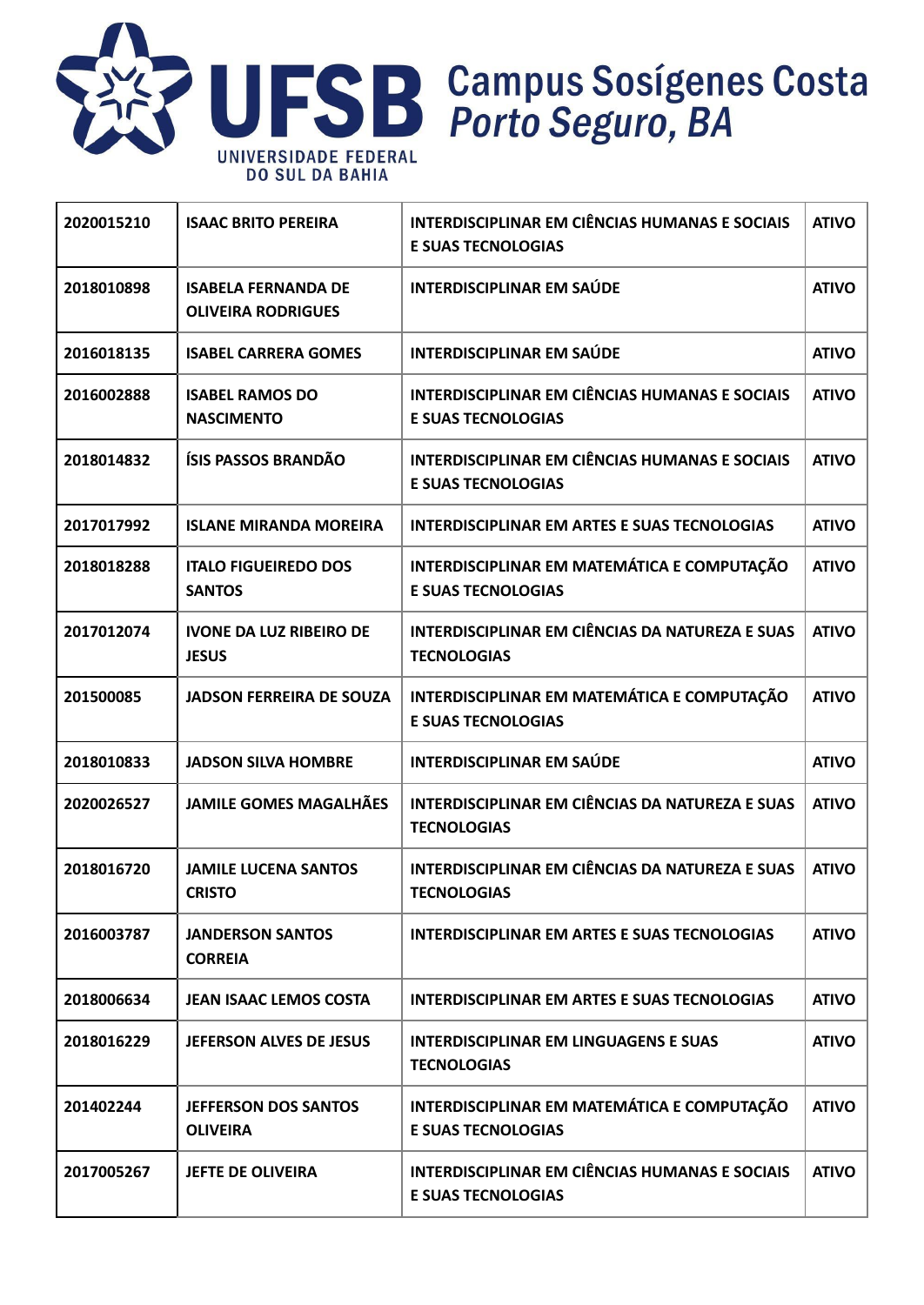| 2020015210 | ISAAC BRITO PEREIRA | INTERDISCIPLINAR EM CIÊNCIAS HUMANAS E SOCIAIS E SUAS TECNOLOGIAS | ATIVO |
|---|---|---|---|
| 2018010898 | ISABELA FERNANDA DE OLIVEIRA RODRIGUES | INTERDISCIPLINAR EM SAÚDE | ATIVO |
| 2016018135 | ISABEL CARRERA GOMES | INTERDISCIPLINAR EM SAÚDE | ATIVO |
| 2016002888 | ISABEL RAMOS DO NASCIMENTO | INTERDISCIPLINAR EM CIÊNCIAS HUMANAS E SOCIAIS E SUAS TECNOLOGIAS | ATIVO |
| 2018014832 | ÍSIS PASSOS BRANDÃO | INTERDISCIPLINAR EM CIÊNCIAS HUMANAS E SOCIAIS E SUAS TECNOLOGIAS | ATIVO |
| 2017017992 | ISLANE MIRANDA MOREIRA | INTERDISCIPLINAR EM ARTES E SUAS TECNOLOGIAS | ATIVO |
| 2018018288 | ITALO FIGUEIREDO DOS SANTOS | INTERDISCIPLINAR EM MATEMÁTICA E COMPUTAÇÃO E SUAS TECNOLOGIAS | ATIVO |
| 2017012074 | IVONE DA LUZ RIBEIRO DE JESUS | INTERDISCIPLINAR EM CIÊNCIAS DA NATUREZA E SUAS TECNOLOGIAS | ATIVO |
| 201500085 | JADSON FERREIRA DE SOUZA | INTERDISCIPLINAR EM MATEMÁTICA E COMPUTAÇÃO E SUAS TECNOLOGIAS | ATIVO |
| 2018010833 | JADSON SILVA HOMBRE | INTERDISCIPLINAR EM SAÚDE | ATIVO |
| 2020026527 | JAMILE GOMES MAGALHÃES | INTERDISCIPLINAR EM CIÊNCIAS DA NATUREZA E SUAS TECNOLOGIAS | ATIVO |
| 2018016720 | JAMILE LUCENA SANTOS CRISTO | INTERDISCIPLINAR EM CIÊNCIAS DA NATUREZA E SUAS TECNOLOGIAS | ATIVO |
| 2016003787 | JANDERSON SANTOS CORREIA | INTERDISCIPLINAR EM ARTES E SUAS TECNOLOGIAS | ATIVO |
| 2018006634 | JEAN ISAAC LEMOS COSTA | INTERDISCIPLINAR EM ARTES E SUAS TECNOLOGIAS | ATIVO |
| 2018016229 | JEFERSON ALVES DE JESUS | INTERDISCIPLINAR EM LINGUAGENS E SUAS TECNOLOGIAS | ATIVO |
| 201402244 | JEFFERSON DOS SANTOS OLIVEIRA | INTERDISCIPLINAR EM MATEMÁTICA E COMPUTAÇÃO E SUAS TECNOLOGIAS | ATIVO |
| 2017005267 | JEFTE DE OLIVEIRA | INTERDISCIPLINAR EM CIÊNCIAS HUMANAS E SOCIAIS E SUAS TECNOLOGIAS | ATIVO |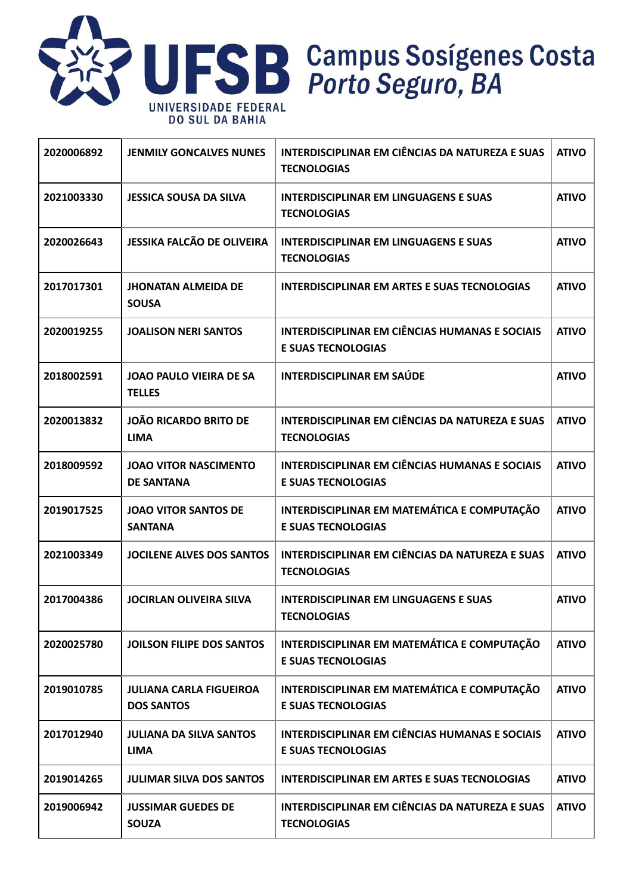| 2020006892 | JENMILY GONCALVES NUNES | INTERDISCIPLINAR EM CIÊNCIAS DA NATUREZA E SUAS TECNOLOGIAS | ATIVO |
|---|---|---|---|
| 2021003330 | JESSICA SOUSA DA SILVA | INTERDISCIPLINAR EM LINGUAGENS E SUAS TECNOLOGIAS | ATIVO |
| 2020026643 | JESSIKA FALCÃO DE OLIVEIRA | INTERDISCIPLINAR EM LINGUAGENS E SUAS TECNOLOGIAS | ATIVO |
| 2017017301 | JHONATAN ALMEIDA DE SOUSA | INTERDISCIPLINAR EM ARTES E SUAS TECNOLOGIAS | ATIVO |
| 2020019255 | JOALISON NERI SANTOS | INTERDISCIPLINAR EM CIÊNCIAS HUMANAS E SOCIAIS E SUAS TECNOLOGIAS | ATIVO |
| 2018002591 | JOAO PAULO VIEIRA DE SA TELLES | INTERDISCIPLINAR EM SAÚDE | ATIVO |
| 2020013832 | JOÃO RICARDO BRITO DE LIMA | INTERDISCIPLINAR EM CIÊNCIAS DA NATUREZA E SUAS TECNOLOGIAS | ATIVO |
| 2018009592 | JOAO VITOR NASCIMENTO DE SANTANA | INTERDISCIPLINAR EM CIÊNCIAS HUMANAS E SOCIAIS E SUAS TECNOLOGIAS | ATIVO |
| 2019017525 | JOAO VITOR SANTOS DE SANTANA | INTERDISCIPLINAR EM MATEMÁTICA E COMPUTAÇÃO E SUAS TECNOLOGIAS | ATIVO |
| 2021003349 | JOCILENE ALVES DOS SANTOS | INTERDISCIPLINAR EM CIÊNCIAS DA NATUREZA E SUAS TECNOLOGIAS | ATIVO |
| 2017004386 | JOCIRLAN OLIVEIRA SILVA | INTERDISCIPLINAR EM LINGUAGENS E SUAS TECNOLOGIAS | ATIVO |
| 2020025780 | JOILSON FILIPE DOS SANTOS | INTERDISCIPLINAR EM MATEMÁTICA E COMPUTAÇÃO E SUAS TECNOLOGIAS | ATIVO |
| 2019010785 | JULIANA CARLA FIGUEIROA DOS SANTOS | INTERDISCIPLINAR EM MATEMÁTICA E COMPUTAÇÃO E SUAS TECNOLOGIAS | ATIVO |
| 2017012940 | JULIANA DA SILVA SANTOS LIMA | INTERDISCIPLINAR EM CIÊNCIAS HUMANAS E SOCIAIS E SUAS TECNOLOGIAS | ATIVO |
| 2019014265 | JULIMAR SILVA DOS SANTOS | INTERDISCIPLINAR EM ARTES E SUAS TECNOLOGIAS | ATIVO |
| 2019006942 | JUSSIMAR GUEDES DE SOUZA | INTERDISCIPLINAR EM CIÊNCIAS DA NATUREZA E SUAS TECNOLOGIAS | ATIVO |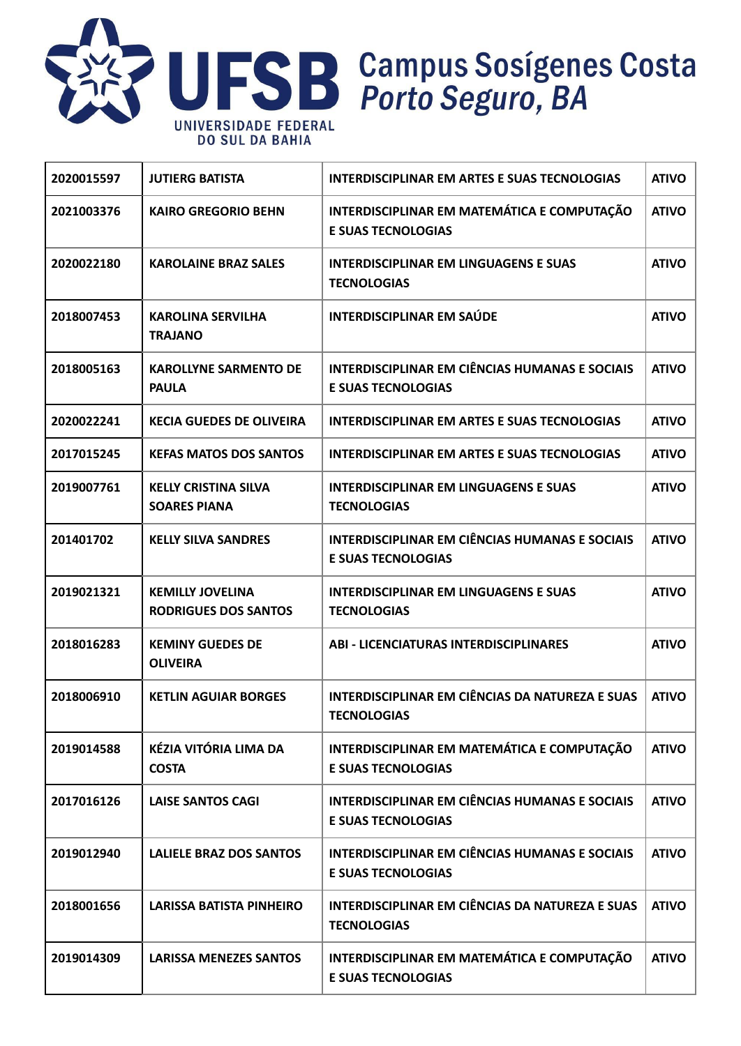**UFSB** UNIVERSIDADE FEDERAL DO SUL DA BAHIA **Campus Sosígenes Costa** *Porto Seguro, BA*

| | | | |
|---|---|---|---|
| 2020015597 | JUTIERG BATISTA | INTERDISCIPLINAR EM ARTES E SUAS TECNOLOGIAS | ATIVO |
| 2021003376 | KAIRO GREGORIO BEHN | INTERDISCIPLINAR EM MATEMÁTICA E COMPUTAÇÃO E SUAS TECNOLOGIAS | ATIVO |
| 2020022180 | KAROLAINE BRAZ SALES | INTERDISCIPLINAR EM LINGUAGENS E SUAS TECNOLOGIAS | ATIVO |
| 2018007453 | KAROLINA SERVILHA TRAJANO | INTERDISCIPLINAR EM SAÚDE | ATIVO |
| 2018005163 | KAROLLYNE SARMENTO DE PAULA | INTERDISCIPLINAR EM CIÊNCIAS HUMANAS E SOCIAIS E SUAS TECNOLOGIAS | ATIVO |
| 2020022241 | KECIA GUEDES DE OLIVEIRA | INTERDISCIPLINAR EM ARTES E SUAS TECNOLOGIAS | ATIVO |
| 2017015245 | KEFAS MATOS DOS SANTOS | INTERDISCIPLINAR EM ARTES E SUAS TECNOLOGIAS | ATIVO |
| 2019007761 | KELLY CRISTINA SILVA SOARES PIANA | INTERDISCIPLINAR EM LINGUAGENS E SUAS TECNOLOGIAS | ATIVO |
| 201401702 | KELLY SILVA SANDRES | INTERDISCIPLINAR EM CIÊNCIAS HUMANAS E SOCIAIS E SUAS TECNOLOGIAS | ATIVO |
| 2019021321 | KEMILLY JOVELINA RODRIGUES DOS SANTOS | INTERDISCIPLINAR EM LINGUAGENS E SUAS TECNOLOGIAS | ATIVO |
| 2018016283 | KEMINY GUEDES DE OLIVEIRA | ABI - LICENCIATURAS INTERDISCIPLINARES | ATIVO |
| 2018006910 | KETLIN AGUIAR BORGES | INTERDISCIPLINAR EM CIÊNCIAS DA NATUREZA E SUAS TECNOLOGIAS | ATIVO |
| 2019014588 | KÉZIA VITÓRIA LIMA DA COSTA | INTERDISCIPLINAR EM MATEMÁTICA E COMPUTAÇÃO E SUAS TECNOLOGIAS | ATIVO |
| 2017016126 | LAISE SANTOS CAGI | INTERDISCIPLINAR EM CIÊNCIAS HUMANAS E SOCIAIS E SUAS TECNOLOGIAS | ATIVO |
| 2019012940 | LALIELE BRAZ DOS SANTOS | INTERDISCIPLINAR EM CIÊNCIAS HUMANAS E SOCIAIS E SUAS TECNOLOGIAS | ATIVO |
| 2018001656 | LARISSA BATISTA PINHEIRO | INTERDISCIPLINAR EM CIÊNCIAS DA NATUREZA E SUAS TECNOLOGIAS | ATIVO |
| 2019014309 | LARISSA MENEZES SANTOS | INTERDISCIPLINAR EM MATEMÁTICA E COMPUTAÇÃO E SUAS TECNOLOGIAS | ATIVO |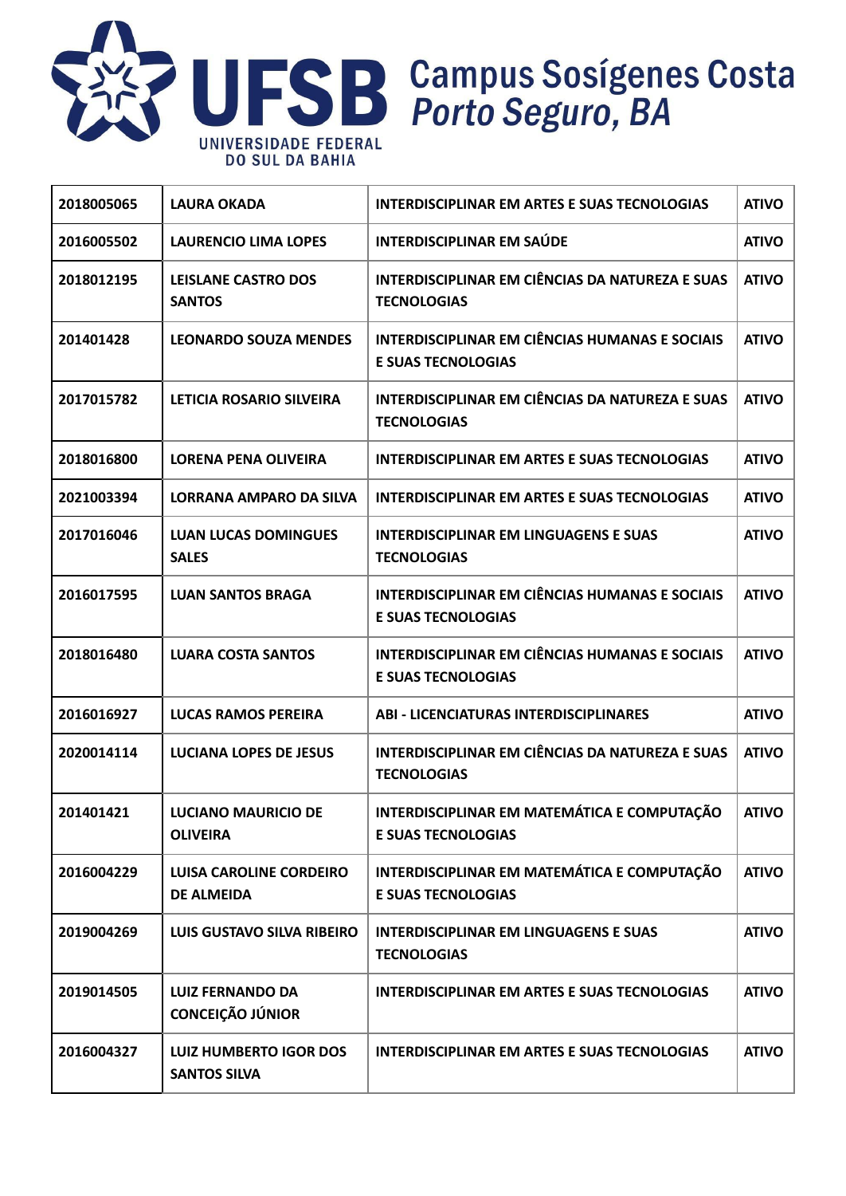| 2018005065 | LAURA OKADA | INTERDISCIPLINAR EM ARTES E SUAS TECNOLOGIAS | ATIVO |
|---|---|---|---|
| 2016005502 | LAURENCIO LIMA LOPES | INTERDISCIPLINAR EM SAÚDE | ATIVO |
| 2018012195 | LEISLANE CASTRO DOS SANTOS | INTERDISCIPLINAR EM CIÊNCIAS DA NATUREZA E SUAS TECNOLOGIAS | ATIVO |
| 201401428 | LEONARDO SOUZA MENDES | INTERDISCIPLINAR EM CIÊNCIAS HUMANAS E SOCIAIS E SUAS TECNOLOGIAS | ATIVO |
| 2017015782 | LETICIA ROSARIO SILVEIRA | INTERDISCIPLINAR EM CIÊNCIAS DA NATUREZA E SUAS TECNOLOGIAS | ATIVO |
| 2018016800 | LORENA PENA OLIVEIRA | INTERDISCIPLINAR EM ARTES E SUAS TECNOLOGIAS | ATIVO |
| 2021003394 | LORRANA AMPARO DA SILVA | INTERDISCIPLINAR EM ARTES E SUAS TECNOLOGIAS | ATIVO |
| 2017016046 | LUAN LUCAS DOMINGUES SALES | INTERDISCIPLINAR EM LINGUAGENS E SUAS TECNOLOGIAS | ATIVO |
| 2016017595 | LUAN SANTOS BRAGA | INTERDISCIPLINAR EM CIÊNCIAS HUMANAS E SOCIAIS E SUAS TECNOLOGIAS | ATIVO |
| 2018016480 | LUARA COSTA SANTOS | INTERDISCIPLINAR EM CIÊNCIAS HUMANAS E SOCIAIS E SUAS TECNOLOGIAS | ATIVO |
| 2016016927 | LUCAS RAMOS PEREIRA | ABI - LICENCIATURAS INTERDISCIPLINARES | ATIVO |
| 2020014114 | LUCIANA LOPES DE JESUS | INTERDISCIPLINAR EM CIÊNCIAS DA NATUREZA E SUAS TECNOLOGIAS | ATIVO |
| 201401421 | LUCIANO MAURICIO DE OLIVEIRA | INTERDISCIPLINAR EM MATEMÁTICA E COMPUTAÇÃO E SUAS TECNOLOGIAS | ATIVO |
| 2016004229 | LUISA CAROLINE CORDEIRO DE ALMEIDA | INTERDISCIPLINAR EM MATEMÁTICA E COMPUTAÇÃO E SUAS TECNOLOGIAS | ATIVO |
| 2019004269 | LUIS GUSTAVO SILVA RIBEIRO | INTERDISCIPLINAR EM LINGUAGENS E SUAS TECNOLOGIAS | ATIVO |
| 2019014505 | LUIZ FERNANDO DA CONCEIÇÃO JÚNIOR | INTERDISCIPLINAR EM ARTES E SUAS TECNOLOGIAS | ATIVO |
| 2016004327 | LUIZ HUMBERTO IGOR DOS SANTOS SILVA | INTERDISCIPLINAR EM ARTES E SUAS TECNOLOGIAS | ATIVO |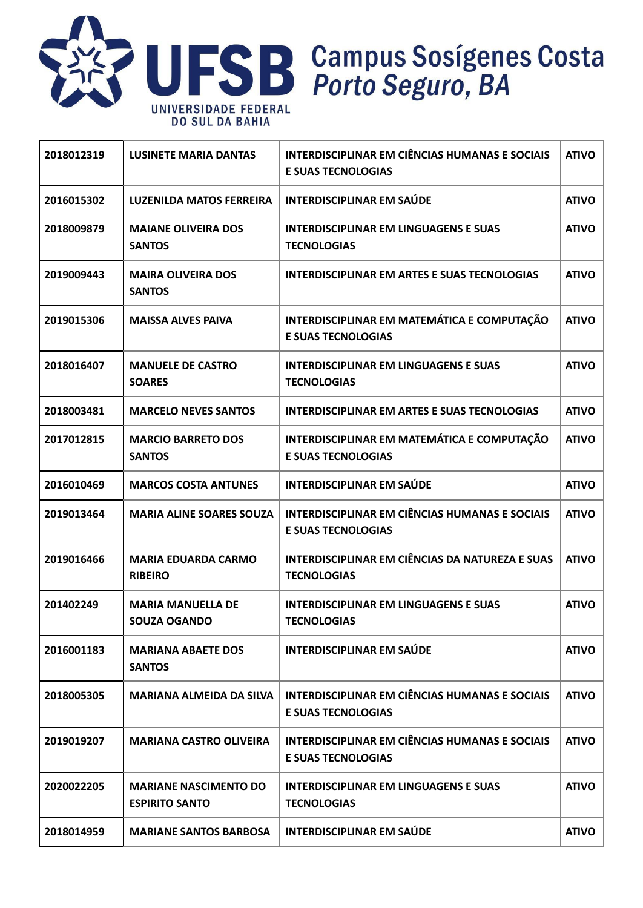| 2018012319 | LUSINETE MARIA DANTAS | INTERDISCIPLINAR EM CIÊNCIAS HUMANAS E SOCIAIS E SUAS TECNOLOGIAS | ATIVO |
|---|---|---|---|
| 2016015302 | LUZENILDA MATOS FERREIRA | INTERDISCIPLINAR EM SAÚDE | ATIVO |
| 2018009879 | MAIANE OLIVEIRA DOS SANTOS | INTERDISCIPLINAR EM LINGUAGENS E SUAS TECNOLOGIAS | ATIVO |
| 2019009443 | MAIRA OLIVEIRA DOS SANTOS | INTERDISCIPLINAR EM ARTES E SUAS TECNOLOGIAS | ATIVO |
| 2019015306 | MAISSA ALVES PAIVA | INTERDISCIPLINAR EM MATEMÁTICA E COMPUTAÇÃO E SUAS TECNOLOGIAS | ATIVO |
| 2018016407 | MANUELE DE CASTRO SOARES | INTERDISCIPLINAR EM LINGUAGENS E SUAS TECNOLOGIAS | ATIVO |
| 2018003481 | MARCELO NEVES SANTOS | INTERDISCIPLINAR EM ARTES E SUAS TECNOLOGIAS | ATIVO |
| 2017012815 | MARCIO BARRETO DOS SANTOS | INTERDISCIPLINAR EM MATEMÁTICA E COMPUTAÇÃO E SUAS TECNOLOGIAS | ATIVO |
| 2016010469 | MARCOS COSTA ANTUNES | INTERDISCIPLINAR EM SAÚDE | ATIVO |
| 2019013464 | MARIA ALINE SOARES SOUZA | INTERDISCIPLINAR EM CIÊNCIAS HUMANAS E SOCIAIS E SUAS TECNOLOGIAS | ATIVO |
| 2019016466 | MARIA EDUARDA CARMO RIBEIRO | INTERDISCIPLINAR EM CIÊNCIAS DA NATUREZA E SUAS TECNOLOGIAS | ATIVO |
| 201402249 | MARIA MANUELLA DE SOUZA OGANDO | INTERDISCIPLINAR EM LINGUAGENS E SUAS TECNOLOGIAS | ATIVO |
| 2016001183 | MARIANA ABAETE DOS SANTOS | INTERDISCIPLINAR EM SAÚDE | ATIVO |
| 2018005305 | MARIANA ALMEIDA DA SILVA | INTERDISCIPLINAR EM CIÊNCIAS HUMANAS E SOCIAIS E SUAS TECNOLOGIAS | ATIVO |
| 2019019207 | MARIANA CASTRO OLIVEIRA | INTERDISCIPLINAR EM CIÊNCIAS HUMANAS E SOCIAIS E SUAS TECNOLOGIAS | ATIVO |
| 2020022205 | MARIANE NASCIMENTO DO ESPIRITO SANTO | INTERDISCIPLINAR EM LINGUAGENS E SUAS TECNOLOGIAS | ATIVO |
| 2018014959 | MARIANE SANTOS BARBOSA | INTERDISCIPLINAR EM SAÚDE | ATIVO |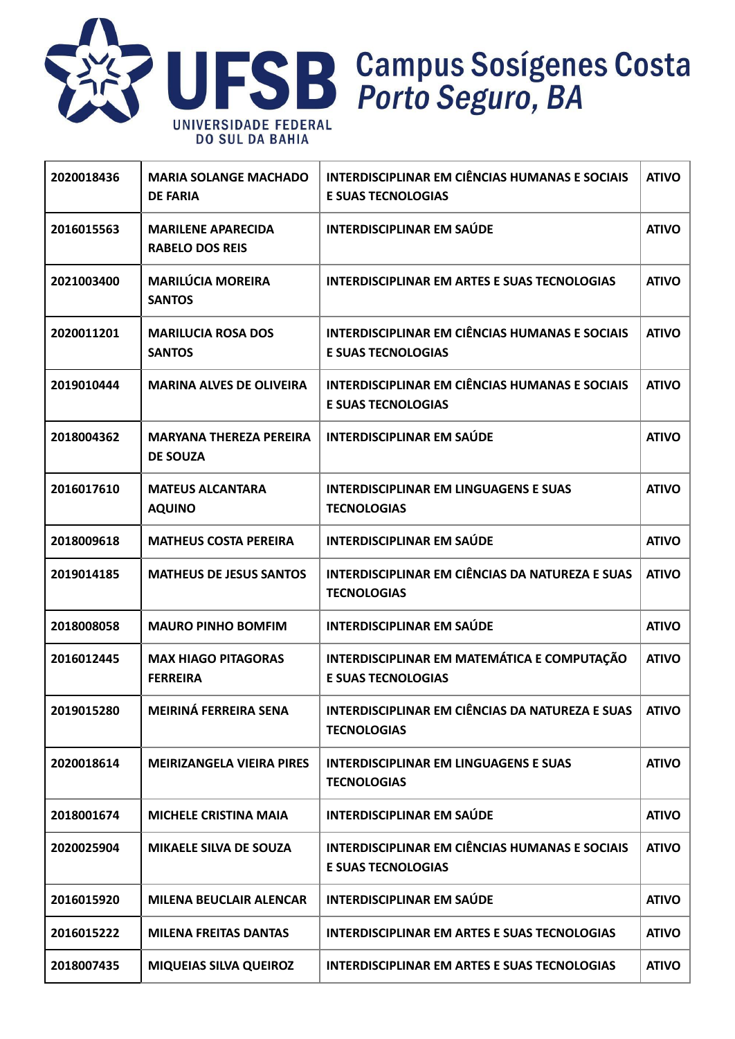| 2020018436 | MARIA SOLANGE MACHADO DE FARIA | INTERDISCIPLINAR EM CIÊNCIAS HUMANAS E SOCIAIS E SUAS TECNOLOGIAS | ATIVO |
|---|---|---|---|
| 2016015563 | MARILENE APARECIDA RABELO DOS REIS | INTERDISCIPLINAR EM SAÚDE | ATIVO |
| 2021003400 | MARILÚCIA MOREIRA SANTOS | INTERDISCIPLINAR EM ARTES E SUAS TECNOLOGIAS | ATIVO |
| 2020011201 | MARILUCIA ROSA DOS SANTOS | INTERDISCIPLINAR EM CIÊNCIAS HUMANAS E SOCIAIS E SUAS TECNOLOGIAS | ATIVO |
| 2019010444 | MARINA ALVES DE OLIVEIRA | INTERDISCIPLINAR EM CIÊNCIAS HUMANAS E SOCIAIS E SUAS TECNOLOGIAS | ATIVO |
| 2018004362 | MARYANA THEREZA PEREIRA DE SOUZA | INTERDISCIPLINAR EM SAÚDE | ATIVO |
| 2016017610 | MATEUS ALCANTARA AQUINO | INTERDISCIPLINAR EM LINGUAGENS E SUAS TECNOLOGIAS | ATIVO |
| 2018009618 | MATHEUS COSTA PEREIRA | INTERDISCIPLINAR EM SAÚDE | ATIVO |
| 2019014185 | MATHEUS DE JESUS SANTOS | INTERDISCIPLINAR EM CIÊNCIAS DA NATUREZA E SUAS TECNOLOGIAS | ATIVO |
| 2018008058 | MAURO PINHO BOMFIM | INTERDISCIPLINAR EM SAÚDE | ATIVO |
| 2016012445 | MAX HIAGO PITAGORAS FERREIRA | INTERDISCIPLINAR EM MATEMÁTICA E COMPUTAÇÃO E SUAS TECNOLOGIAS | ATIVO |
| 2019015280 | MEIRINÁ FERREIRA SENA | INTERDISCIPLINAR EM CIÊNCIAS DA NATUREZA E SUAS TECNOLOGIAS | ATIVO |
| 2020018614 | MEIRIZANGELA VIEIRA PIRES | INTERDISCIPLINAR EM LINGUAGENS E SUAS TECNOLOGIAS | ATIVO |
| 2018001674 | MICHELE CRISTINA MAIA | INTERDISCIPLINAR EM SAÚDE | ATIVO |
| 2020025904 | MIKAELE SILVA DE SOUZA | INTERDISCIPLINAR EM CIÊNCIAS HUMANAS E SOCIAIS E SUAS TECNOLOGIAS | ATIVO |
| 2016015920 | MILENA BEUCLAIR ALENCAR | INTERDISCIPLINAR EM SAÚDE | ATIVO |
| 2016015222 | MILENA FREITAS DANTAS | INTERDISCIPLINAR EM ARTES E SUAS TECNOLOGIAS | ATIVO |
| 2018007435 | MIQUEIAS SILVA QUEIROZ | INTERDISCIPLINAR EM ARTES E SUAS TECNOLOGIAS | ATIVO |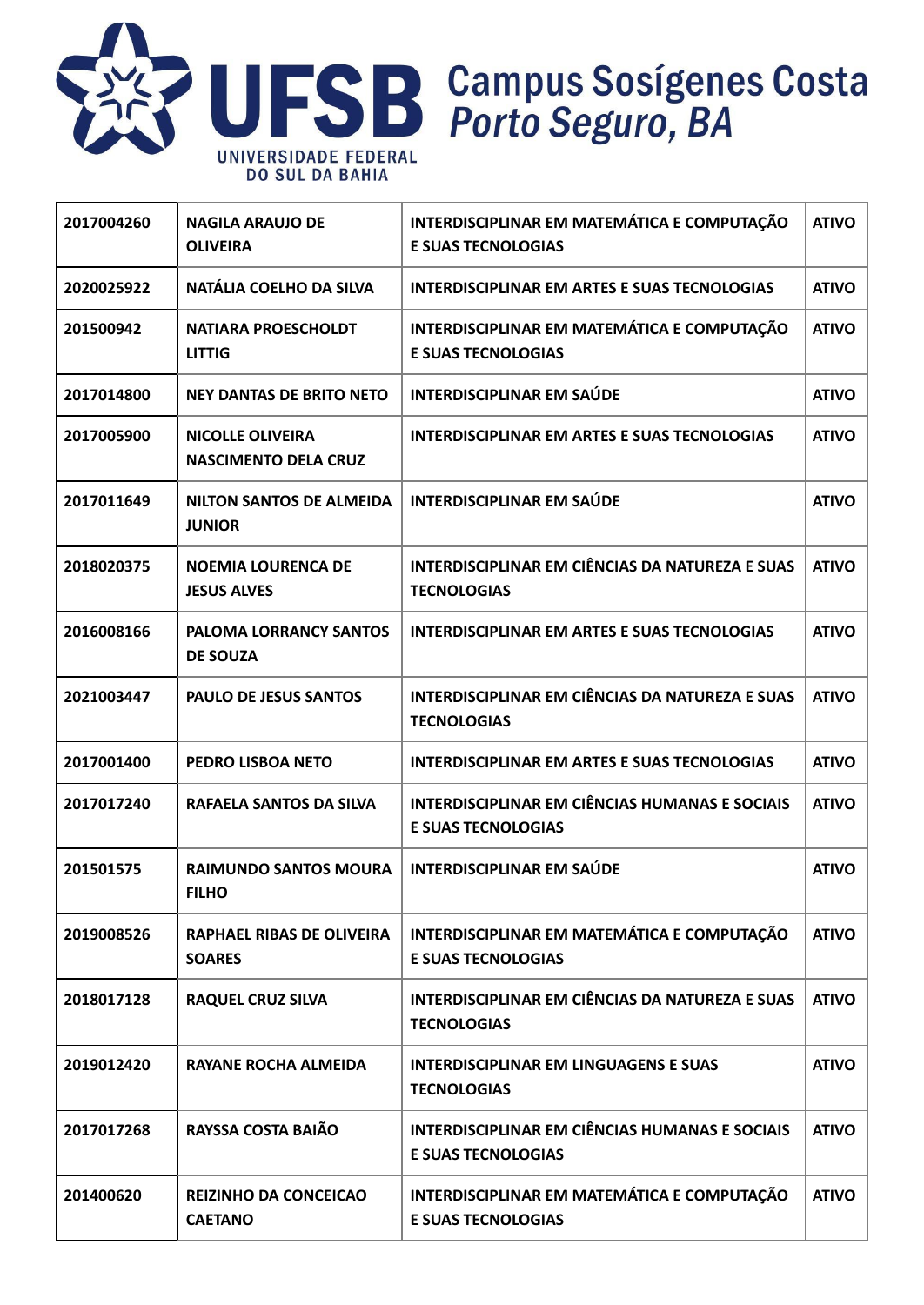| 2017004260 | NAGILA ARAUJO DE OLIVEIRA | INTERDISCIPLINAR EM MATEMÁTICA E COMPUTAÇÃO E SUAS TECNOLOGIAS | ATIVO |
|---|---|---|---|
| 2020025922 | NATÁLIA COELHO DA SILVA | INTERDISCIPLINAR EM ARTES E SUAS TECNOLOGIAS | ATIVO |
| 201500942 | NATIARA PROESCHOLDT LITTIG | INTERDISCIPLINAR EM MATEMÁTICA E COMPUTAÇÃO E SUAS TECNOLOGIAS | ATIVO |
| 2017014800 | NEY DANTAS DE BRITO NETO | INTERDISCIPLINAR EM SAÚDE | ATIVO |
| 2017005900 | NICOLLE OLIVEIRA NASCIMENTO DELA CRUZ | INTERDISCIPLINAR EM ARTES E SUAS TECNOLOGIAS | ATIVO |
| 2017011649 | NILTON SANTOS DE ALMEIDA JUNIOR | INTERDISCIPLINAR EM SAÚDE | ATIVO |
| 2018020375 | NOEMIA LOURENCA DE JESUS ALVES | INTERDISCIPLINAR EM CIÊNCIAS DA NATUREZA E SUAS TECNOLOGIAS | ATIVO |
| 2016008166 | PALOMA LORRANCY SANTOS DE SOUZA | INTERDISCIPLINAR EM ARTES E SUAS TECNOLOGIAS | ATIVO |
| 2021003447 | PAULO DE JESUS SANTOS | INTERDISCIPLINAR EM CIÊNCIAS DA NATUREZA E SUAS TECNOLOGIAS | ATIVO |
| 2017001400 | PEDRO LISBOA NETO | INTERDISCIPLINAR EM ARTES E SUAS TECNOLOGIAS | ATIVO |
| 2017017240 | RAFAELA SANTOS DA SILVA | INTERDISCIPLINAR EM CIÊNCIAS HUMANAS E SOCIAIS E SUAS TECNOLOGIAS | ATIVO |
| 201501575 | RAIMUNDO SANTOS MOURA FILHO | INTERDISCIPLINAR EM SAÚDE | ATIVO |
| 2019008526 | RAPHAEL RIBAS DE OLIVEIRA SOARES | INTERDISCIPLINAR EM MATEMÁTICA E COMPUTAÇÃO E SUAS TECNOLOGIAS | ATIVO |
| 2018017128 | RAQUEL CRUZ SILVA | INTERDISCIPLINAR EM CIÊNCIAS DA NATUREZA E SUAS TECNOLOGIAS | ATIVO |
| 2019012420 | RAYANE ROCHA ALMEIDA | INTERDISCIPLINAR EM LINGUAGENS E SUAS TECNOLOGIAS | ATIVO |
| 2017017268 | RAYSSA COSTA BAIÃO | INTERDISCIPLINAR EM CIÊNCIAS HUMANAS E SOCIAIS E SUAS TECNOLOGIAS | ATIVO |
| 201400620 | REIZINHO DA CONCEICAO CAETANO | INTERDISCIPLINAR EM MATEMÁTICA E COMPUTAÇÃO E SUAS TECNOLOGIAS | ATIVO |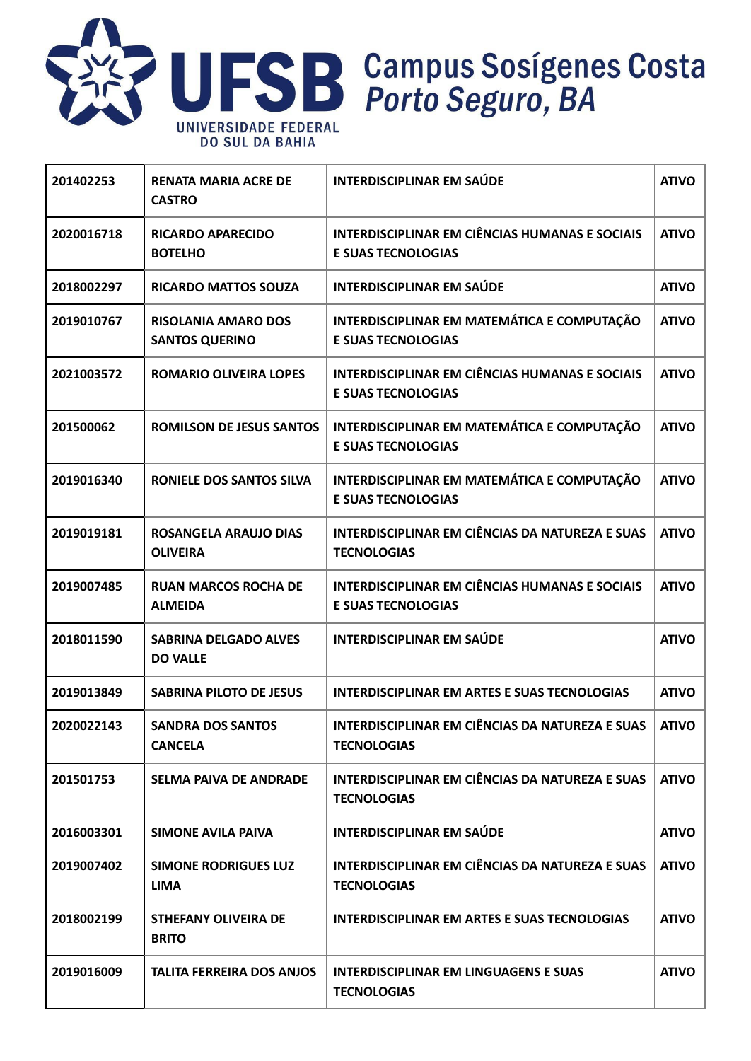| 201402253 | RENATA MARIA ACRE DE CASTRO | INTERDISCIPLINAR EM SAÚDE | ATIVO |
|---|---|---|---|
| 2020016718 | RICARDO APARECIDO BOTELHO | INTERDISCIPLINAR EM CIÊNCIAS HUMANAS E SOCIAIS E SUAS TECNOLOGIAS | ATIVO |
| 2018002297 | RICARDO MATTOS SOUZA | INTERDISCIPLINAR EM SAÚDE | ATIVO |
| 2019010767 | RISOLANIA AMARO DOS SANTOS QUERINO | INTERDISCIPLINAR EM MATEMÁTICA E COMPUTAÇÃO E SUAS TECNOLOGIAS | ATIVO |
| 2021003572 | ROMARIO OLIVEIRA LOPES | INTERDISCIPLINAR EM CIÊNCIAS HUMANAS E SOCIAIS E SUAS TECNOLOGIAS | ATIVO |
| 201500062 | ROMILSON DE JESUS SANTOS | INTERDISCIPLINAR EM MATEMÁTICA E COMPUTAÇÃO E SUAS TECNOLOGIAS | ATIVO |
| 2019016340 | RONIELE DOS SANTOS SILVA | INTERDISCIPLINAR EM MATEMÁTICA E COMPUTAÇÃO E SUAS TECNOLOGIAS | ATIVO |
| 2019019181 | ROSANGELA ARAUJO DIAS OLIVEIRA | INTERDISCIPLINAR EM CIÊNCIAS DA NATUREZA E SUAS TECNOLOGIAS | ATIVO |
| 2019007485 | RUAN MARCOS ROCHA DE ALMEIDA | INTERDISCIPLINAR EM CIÊNCIAS HUMANAS E SOCIAIS E SUAS TECNOLOGIAS | ATIVO |
| 2018011590 | SABRINA DELGADO ALVES DO VALLE | INTERDISCIPLINAR EM SAÚDE | ATIVO |
| 2019013849 | SABRINA PILOTO DE JESUS | INTERDISCIPLINAR EM ARTES E SUAS TECNOLOGIAS | ATIVO |
| 2020022143 | SANDRA DOS SANTOS CANCELA | INTERDISCIPLINAR EM CIÊNCIAS DA NATUREZA E SUAS TECNOLOGIAS | ATIVO |
| 201501753 | SELMA PAIVA DE ANDRADE | INTERDISCIPLINAR EM CIÊNCIAS DA NATUREZA E SUAS TECNOLOGIAS | ATIVO |
| 2016003301 | SIMONE AVILA PAIVA | INTERDISCIPLINAR EM SAÚDE | ATIVO |
| 2019007402 | SIMONE RODRIGUES LUZ LIMA | INTERDISCIPLINAR EM CIÊNCIAS DA NATUREZA E SUAS TECNOLOGIAS | ATIVO |
| 2018002199 | STHEFANY OLIVEIRA DE BRITO | INTERDISCIPLINAR EM ARTES E SUAS TECNOLOGIAS | ATIVO |
| 2019016009 | TALITA FERREIRA DOS ANJOS | INTERDISCIPLINAR EM LINGUAGENS E SUAS TECNOLOGIAS | ATIVO |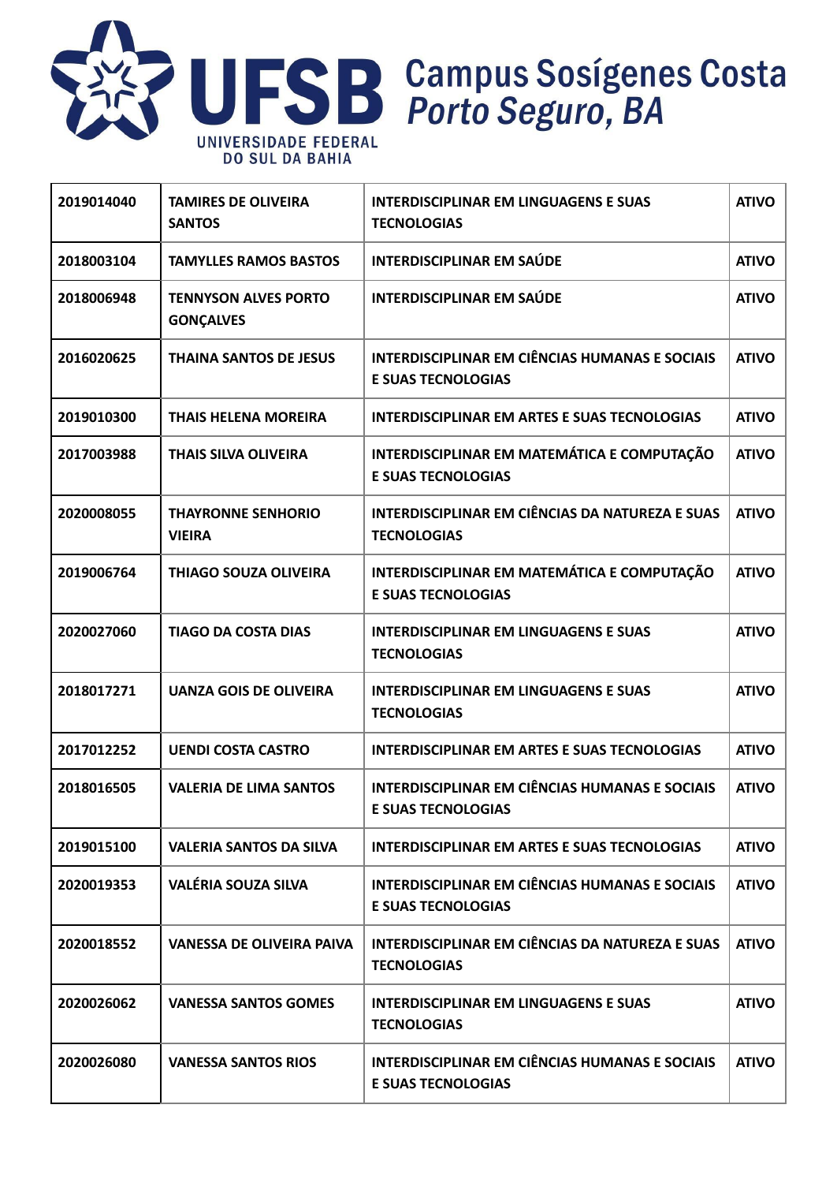| 2019014040 | TAMIRES DE OLIVEIRA SANTOS | INTERDISCIPLINAR EM LINGUAGENS E SUAS TECNOLOGIAS | ATIVO |
|---|---|---|---|
| 2018003104 | TAMYLLES RAMOS BASTOS | INTERDISCIPLINAR EM SAÚDE | ATIVO |
| 2018006948 | TENNYSON ALVES PORTO GONÇALVES | INTERDISCIPLINAR EM SAÚDE | ATIVO |
| 2016020625 | THAINA SANTOS DE JESUS | INTERDISCIPLINAR EM CIÊNCIAS HUMANAS E SOCIAIS E SUAS TECNOLOGIAS | ATIVO |
| 2019010300 | THAIS HELENA MOREIRA | INTERDISCIPLINAR EM ARTES E SUAS TECNOLOGIAS | ATIVO |
| 2017003988 | THAIS SILVA OLIVEIRA | INTERDISCIPLINAR EM MATEMÁTICA E COMPUTAÇÃO E SUAS TECNOLOGIAS | ATIVO |
| 2020008055 | THAYRONNE SENHORIO VIEIRA | INTERDISCIPLINAR EM CIÊNCIAS DA NATUREZA E SUAS TECNOLOGIAS | ATIVO |
| 2019006764 | THIAGO SOUZA OLIVEIRA | INTERDISCIPLINAR EM MATEMÁTICA E COMPUTAÇÃO E SUAS TECNOLOGIAS | ATIVO |
| 2020027060 | TIAGO DA COSTA DIAS | INTERDISCIPLINAR EM LINGUAGENS E SUAS TECNOLOGIAS | ATIVO |
| 2018017271 | UANZA GOIS DE OLIVEIRA | INTERDISCIPLINAR EM LINGUAGENS E SUAS TECNOLOGIAS | ATIVO |
| 2017012252 | UENDI COSTA CASTRO | INTERDISCIPLINAR EM ARTES E SUAS TECNOLOGIAS | ATIVO |
| 2018016505 | VALERIA DE LIMA SANTOS | INTERDISCIPLINAR EM CIÊNCIAS HUMANAS E SOCIAIS E SUAS TECNOLOGIAS | ATIVO |
| 2019015100 | VALERIA SANTOS DA SILVA | INTERDISCIPLINAR EM ARTES E SUAS TECNOLOGIAS | ATIVO |
| 2020019353 | VALÉRIA SOUZA SILVA | INTERDISCIPLINAR EM CIÊNCIAS HUMANAS E SOCIAIS E SUAS TECNOLOGIAS | ATIVO |
| 2020018552 | VANESSA DE OLIVEIRA PAIVA | INTERDISCIPLINAR EM CIÊNCIAS DA NATUREZA E SUAS TECNOLOGIAS | ATIVO |
| 2020026062 | VANESSA SANTOS GOMES | INTERDISCIPLINAR EM LINGUAGENS E SUAS TECNOLOGIAS | ATIVO |
| 2020026080 | VANESSA SANTOS RIOS | INTERDISCIPLINAR EM CIÊNCIAS HUMANAS E SOCIAIS E SUAS TECNOLOGIAS | ATIVO |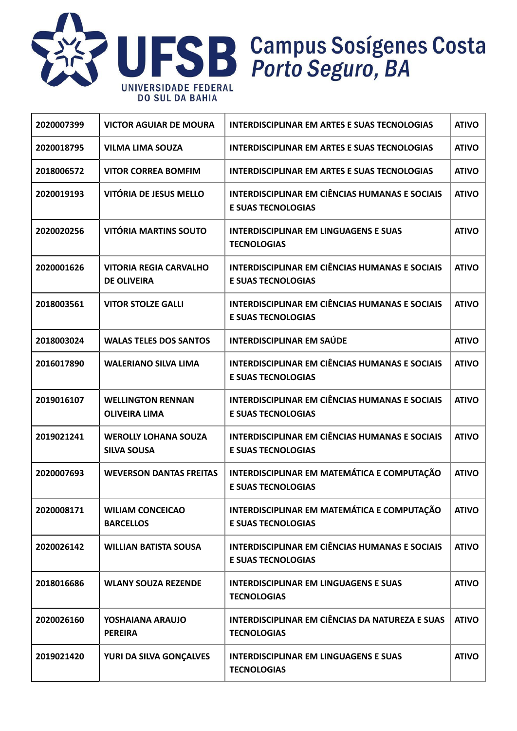| 2020007399 | VICTOR AGUIAR DE MOURA | INTERDISCIPLINAR EM ARTES E SUAS TECNOLOGIAS | ATIVO |
|---|---|---|---|
| 2020018795 | VILMA LIMA SOUZA | INTERDISCIPLINAR EM ARTES E SUAS TECNOLOGIAS | ATIVO |
| 2018006572 | VITOR CORREA BOMFIM | INTERDISCIPLINAR EM ARTES E SUAS TECNOLOGIAS | ATIVO |
| 2020019193 | VITÓRIA DE JESUS MELLO | INTERDISCIPLINAR EM CIÊNCIAS HUMANAS E SOCIAIS E SUAS TECNOLOGIAS | ATIVO |
| 2020020256 | VITÓRIA MARTINS SOUTO | INTERDISCIPLINAR EM LINGUAGENS E SUAS TECNOLOGIAS | ATIVO |
| 2020001626 | VITORIA REGIA CARVALHO DE OLIVEIRA | INTERDISCIPLINAR EM CIÊNCIAS HUMANAS E SOCIAIS E SUAS TECNOLOGIAS | ATIVO |
| 2018003561 | VITOR STOLZE GALLI | INTERDISCIPLINAR EM CIÊNCIAS HUMANAS E SOCIAIS E SUAS TECNOLOGIAS | ATIVO |
| 2018003024 | WALAS TELES DOS SANTOS | INTERDISCIPLINAR EM SAÚDE | ATIVO |
| 2016017890 | WALERIANO SILVA LIMA | INTERDISCIPLINAR EM CIÊNCIAS HUMANAS E SOCIAIS E SUAS TECNOLOGIAS | ATIVO |
| 2019016107 | WELLINGTON RENNAN OLIVEIRA LIMA | INTERDISCIPLINAR EM CIÊNCIAS HUMANAS E SOCIAIS E SUAS TECNOLOGIAS | ATIVO |
| 2019021241 | WEROLLY LOHANA SOUZA SILVA SOUSA | INTERDISCIPLINAR EM CIÊNCIAS HUMANAS E SOCIAIS E SUAS TECNOLOGIAS | ATIVO |
| 2020007693 | WEVERSON DANTAS FREITAS | INTERDISCIPLINAR EM MATEMÁTICA E COMPUTAÇÃO E SUAS TECNOLOGIAS | ATIVO |
| 2020008171 | WILIAM CONCEICAO BARCELLOS | INTERDISCIPLINAR EM MATEMÁTICA E COMPUTAÇÃO E SUAS TECNOLOGIAS | ATIVO |
| 2020026142 | WILLIAN BATISTA SOUSA | INTERDISCIPLINAR EM CIÊNCIAS HUMANAS E SOCIAIS E SUAS TECNOLOGIAS | ATIVO |
| 2018016686 | WLANY SOUZA REZENDE | INTERDISCIPLINAR EM LINGUAGENS E SUAS TECNOLOGIAS | ATIVO |
| 2020026160 | YOSHAIANA ARAUJO PEREIRA | INTERDISCIPLINAR EM CIÊNCIAS DA NATUREZA E SUAS TECNOLOGIAS | ATIVO |
| 2019021420 | YURI DA SILVA GONÇALVES | INTERDISCIPLINAR EM LINGUAGENS E SUAS TECNOLOGIAS | ATIVO |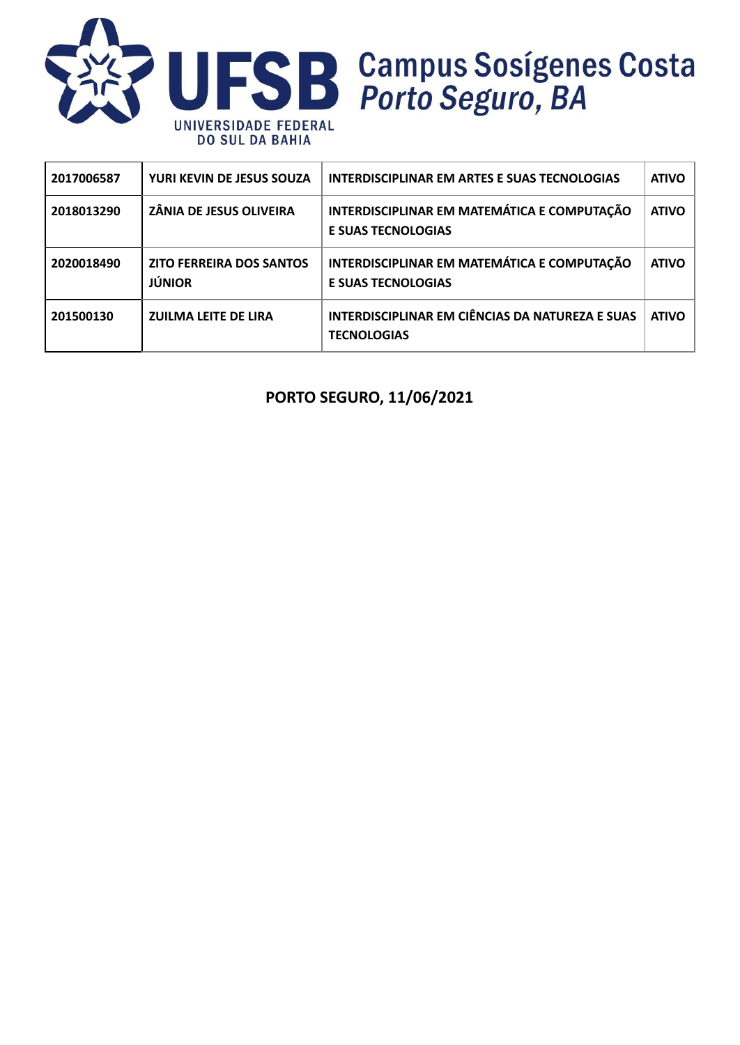UFSB Campus Sosígenes Costa
*Porto Seguro, BA*

UNIVERSIDADE FEDERAL DO SUL DA BAHIA

| | | | |
|---|---|---|---|
| **2017006587** | **YURI KEVIN DE JESUS SOUZA** | **INTERDISCIPLINAR EM ARTES E SUAS TECNOLOGIAS** | **ATIVO** |
| **2018013290** | **ZÂNIA DE JESUS OLIVEIRA** | **INTERDISCIPLINAR EM MATEMÁTICA E COMPUTAÇÃO E SUAS TECNOLOGIAS** | **ATIVO** |
| **2020018490** | **ZITO FERREIRA DOS SANTOS JÚNIOR** | **INTERDISCIPLINAR EM MATEMÁTICA E COMPUTAÇÃO E SUAS TECNOLOGIAS** | **ATIVO** |
| **201500130** | **ZUILMA LEITE DE LIRA** | **INTERDISCIPLINAR EM CIÊNCIAS DA NATUREZA E SUAS TECNOLOGIAS** | **ATIVO** |

**PORTO SEGURO, 11/06/2021**